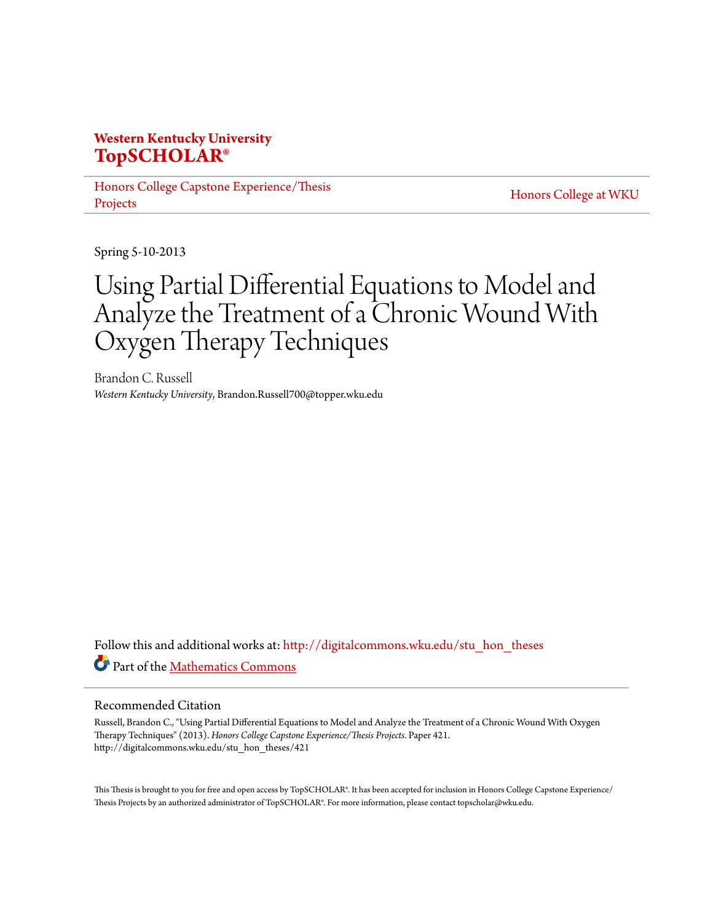**Western Kentucky University**
**TopSCHOLAR®**

Honors College Capstone Experience/Thesis Projects

Honors College at WKU

Spring 5-10-2013

# Using Partial Differential Equations to Model and Analyze the Treatment of a Chronic Wound With Oxygen Therapy Techniques

Brandon C. Russell
*Western Kentucky University*, Brandon.Russell700@topper.wku.edu

Follow this and additional works at: http://digitalcommons.wku.edu/stu_hon_theses

Part of the Mathematics Commons

## Recommended Citation

Russell, Brandon C., "Using Partial Differential Equations to Model and Analyze the Treatment of a Chronic Wound With Oxygen Therapy Techniques" (2013). *Honors College Capstone Experience/Thesis Projects.* Paper 421.
http://digitalcommons.wku.edu/stu_hon_theses/421

This Thesis is brought to you for free and open access by TopSCHOLAR®. It has been accepted for inclusion in Honors College Capstone Experience/Thesis Projects by an authorized administrator of TopSCHOLAR®. For more information, please contact topscholar@wku.edu.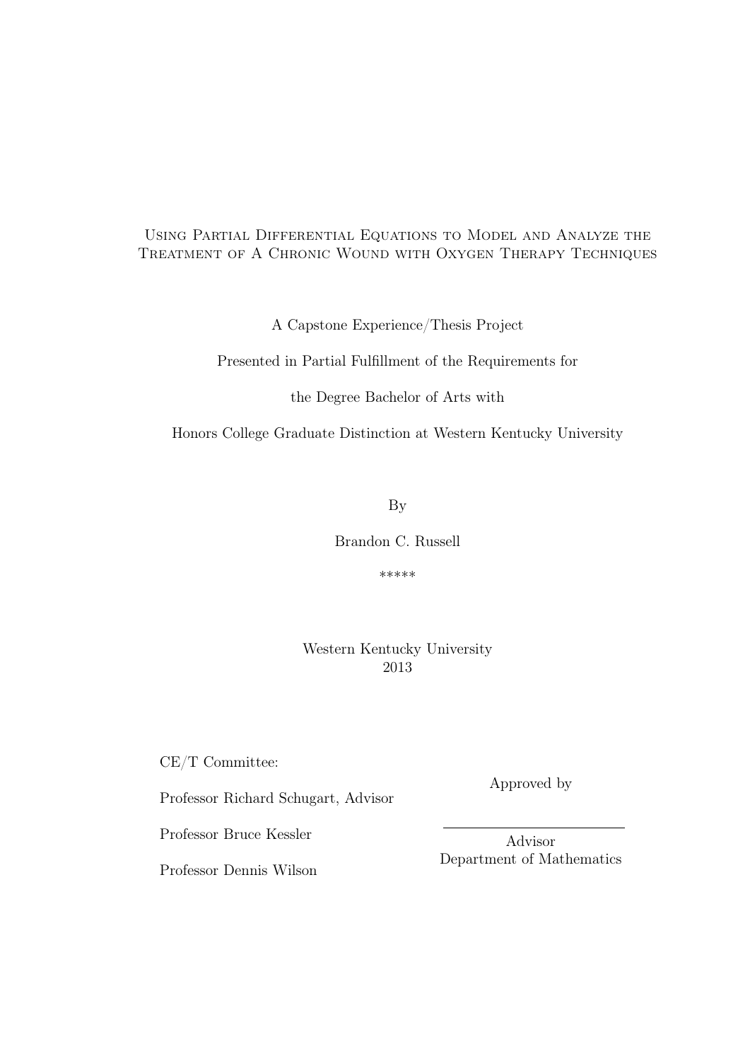# Using Partial Differential Equations to Model and Analyze the Treatment of A Chronic Wound with Oxygen Therapy Techniques

A Capstone Experience/Thesis Project

Presented in Partial Fulfillment of the Requirements for

the Degree Bachelor of Arts with

Honors College Graduate Distinction at Western Kentucky University

By

Brandon C. Russell

*****

Western Kentucky University
2013

CE/T Committee:

Professor Richard Schugart, Advisor

Professor Bruce Kessler

Professor Dennis Wilson

Approved by

Advisor
Department of Mathematics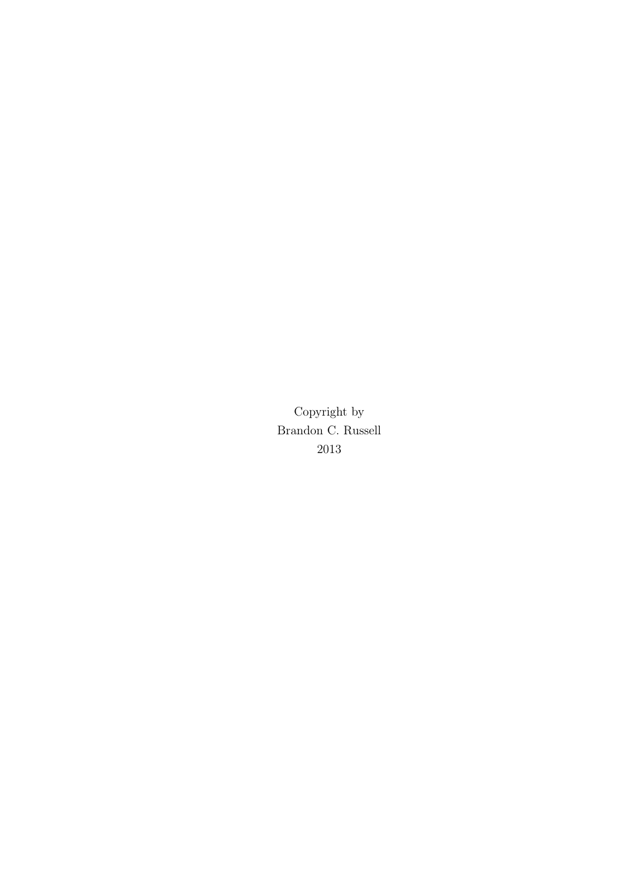Copyright by
Brandon C. Russell
2013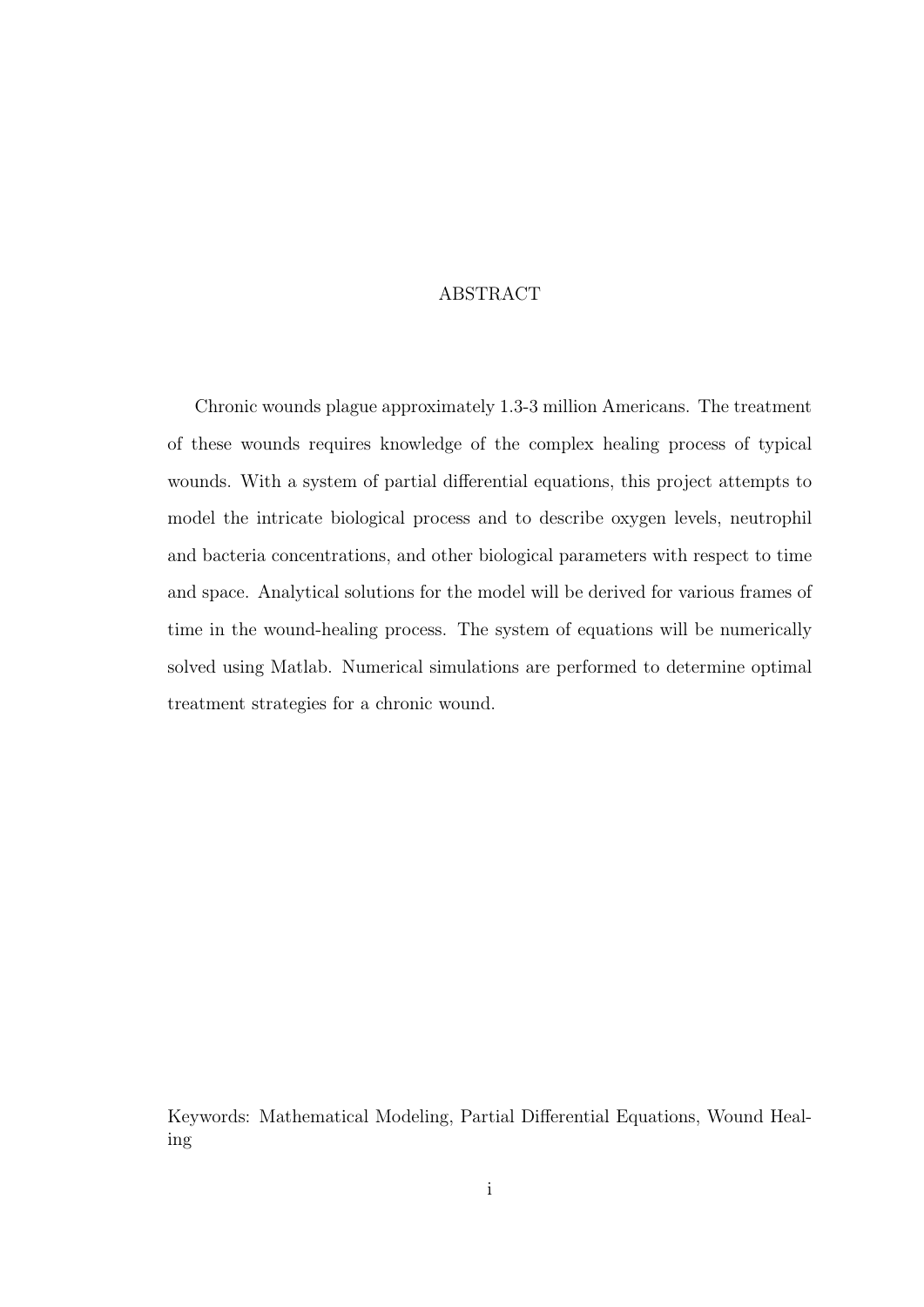# ABSTRACT

Chronic wounds plague approximately 1.3-3 million Americans. The treatment of these wounds requires knowledge of the complex healing process of typical wounds. With a system of partial differential equations, this project attempts to model the intricate biological process and to describe oxygen levels, neutrophil and bacteria concentrations, and other biological parameters with respect to time and space. Analytical solutions for the model will be derived for various frames of time in the wound-healing process. The system of equations will be numerically solved using Matlab. Numerical simulations are performed to determine optimal treatment strategies for a chronic wound.

Keywords: Mathematical Modeling, Partial Differential Equations, Wound Healing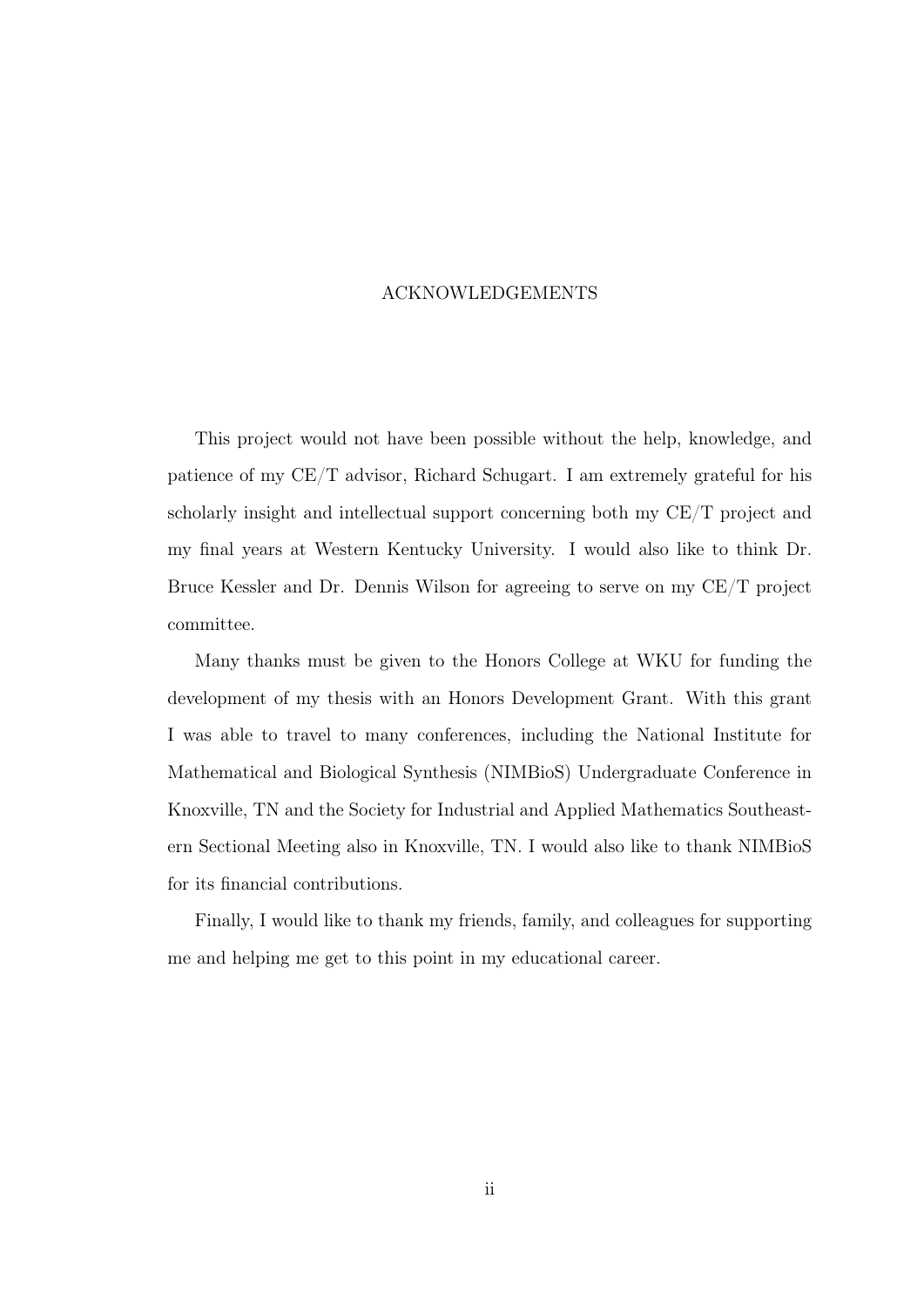# ACKNOWLEDGEMENTS

This project would not have been possible without the help, knowledge, and patience of my CE/T advisor, Richard Schugart. I am extremely grateful for his scholarly insight and intellectual support concerning both my CE/T project and my final years at Western Kentucky University. I would also like to think Dr. Bruce Kessler and Dr. Dennis Wilson for agreeing to serve on my CE/T project committee.

Many thanks must be given to the Honors College at WKU for funding the development of my thesis with an Honors Development Grant. With this grant I was able to travel to many conferences, including the National Institute for Mathematical and Biological Synthesis (NIMBioS) Undergraduate Conference in Knoxville, TN and the Society for Industrial and Applied Mathematics Southeastern Sectional Meeting also in Knoxville, TN. I would also like to thank NIMBioS for its financial contributions.

Finally, I would like to thank my friends, family, and colleagues for supporting me and helping me get to this point in my educational career.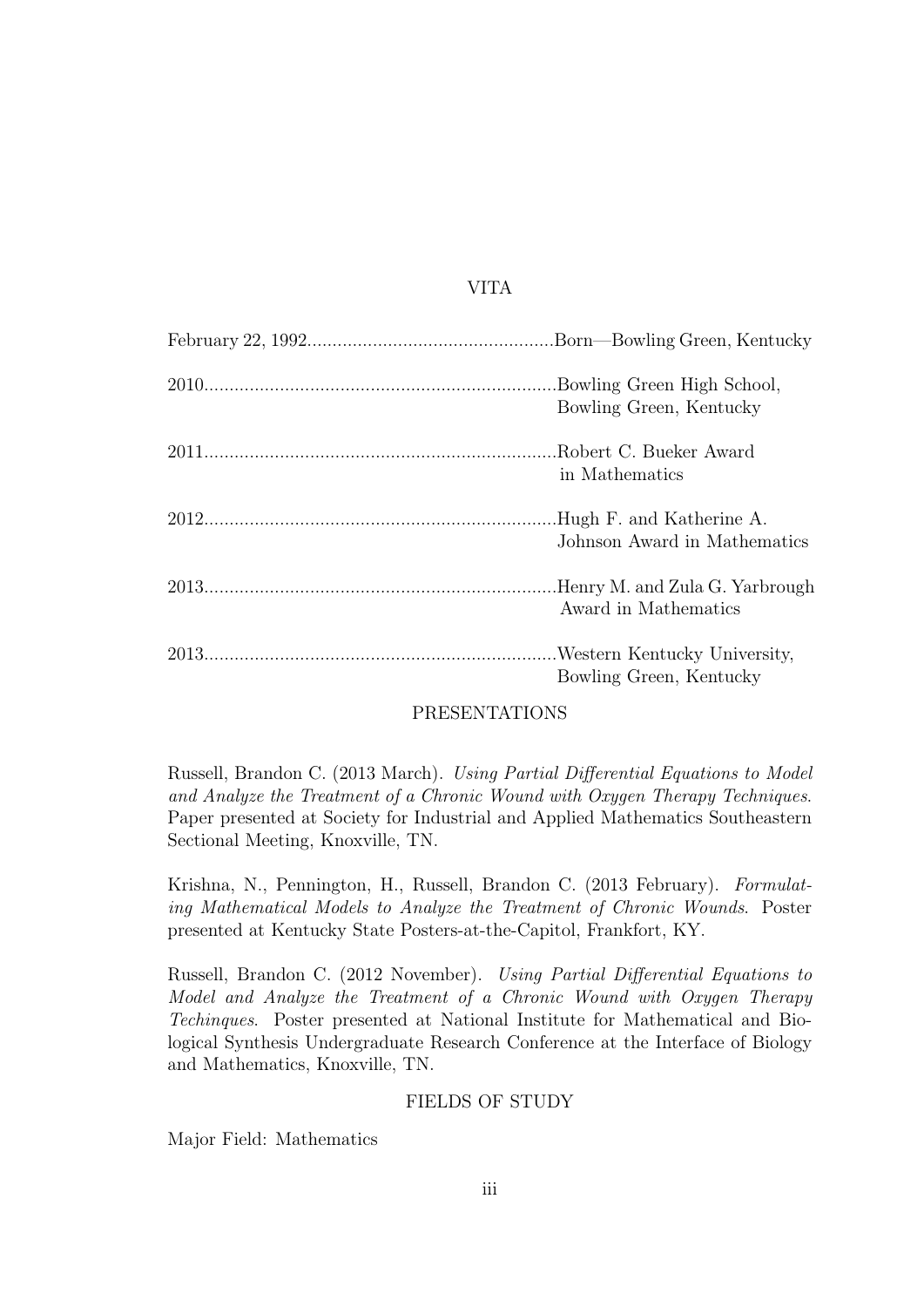# VITA

February 22, 1992.................................................Born—Bowling Green, Kentucky

2010......................................................................Bowling Green High School,
Bowling Green, Kentucky

2011......................................................................Robert C. Bueker Award
in Mathematics

2012......................................................................Hugh F. and Katherine A.
Johnson Award in Mathematics

2013......................................................................Henry M. and Zula G. Yarbrough
Award in Mathematics

2013......................................................................Western Kentucky University,
Bowling Green, Kentucky

## PRESENTATIONS

Russell, Brandon C. (2013 March). *Using Partial Differential Equations to Model and Analyze the Treatment of a Chronic Wound with Oxygen Therapy Techniques*. Paper presented at Society for Industrial and Applied Mathematics Southeastern Sectional Meeting, Knoxville, TN.

Krishna, N., Pennington, H., Russell, Brandon C. (2013 February). *Formulating Mathematical Models to Analyze the Treatment of Chronic Wounds*. Poster presented at Kentucky State Posters-at-the-Capitol, Frankfort, KY.

Russell, Brandon C. (2012 November). *Using Partial Differential Equations to Model and Analyze the Treatment of a Chronic Wound with Oxygen Therapy Techinques*. Poster presented at National Institute for Mathematical and Biological Synthesis Undergraduate Research Conference at the Interface of Biology and Mathematics, Knoxville, TN.

## FIELDS OF STUDY

Major Field: Mathematics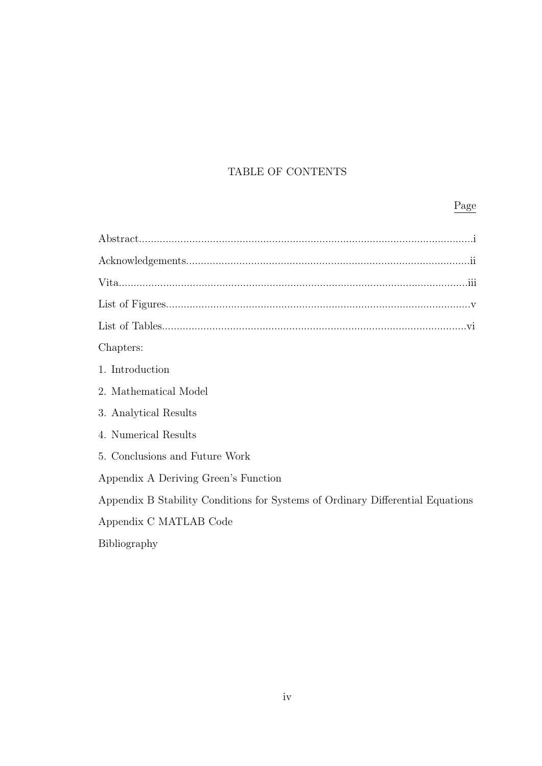# TABLE OF CONTENTS

Page

Abstract....................................................................................................................i

Acknowledgements....................................................................................................ii

Vita..........................................................................................................................iii

List of Figures...........................................................................................................v

List of Tables............................................................................................................vi

Chapters:

1. Introduction

2. Mathematical Model

3. Analytical Results

4. Numerical Results

5. Conclusions and Future Work

Appendix A Deriving Green's Function

Appendix B Stability Conditions for Systems of Ordinary Differential Equations

Appendix C MATLAB Code

Bibliography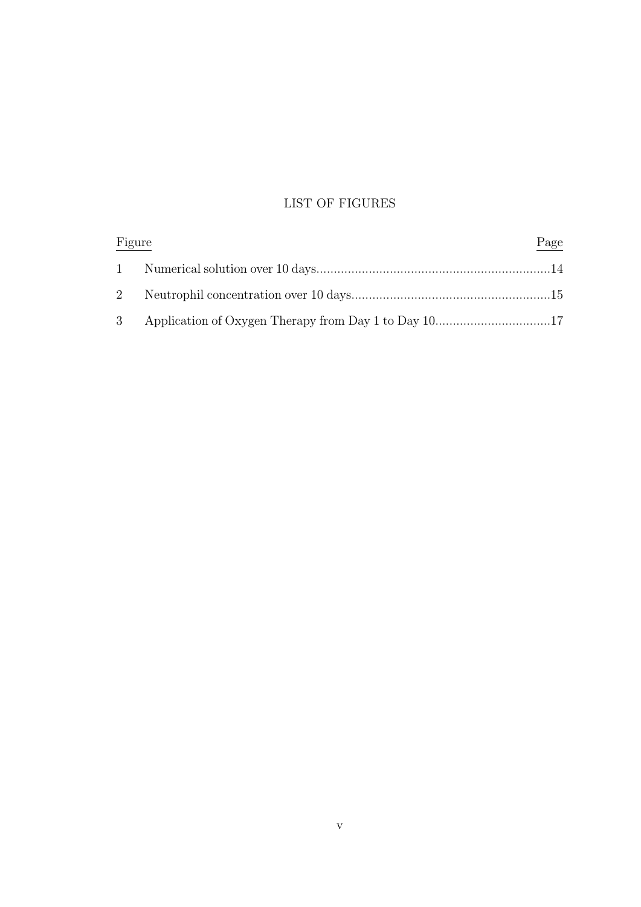# LIST OF FIGURES

| Figure | | Page |
|---|---|---|
| 1 | Numerical solution over 10 days | 14 |
| 2 | Neutrophil concentration over 10 days | 15 |
| 3 | Application of Oxygen Therapy from Day 1 to Day 10 | 17 |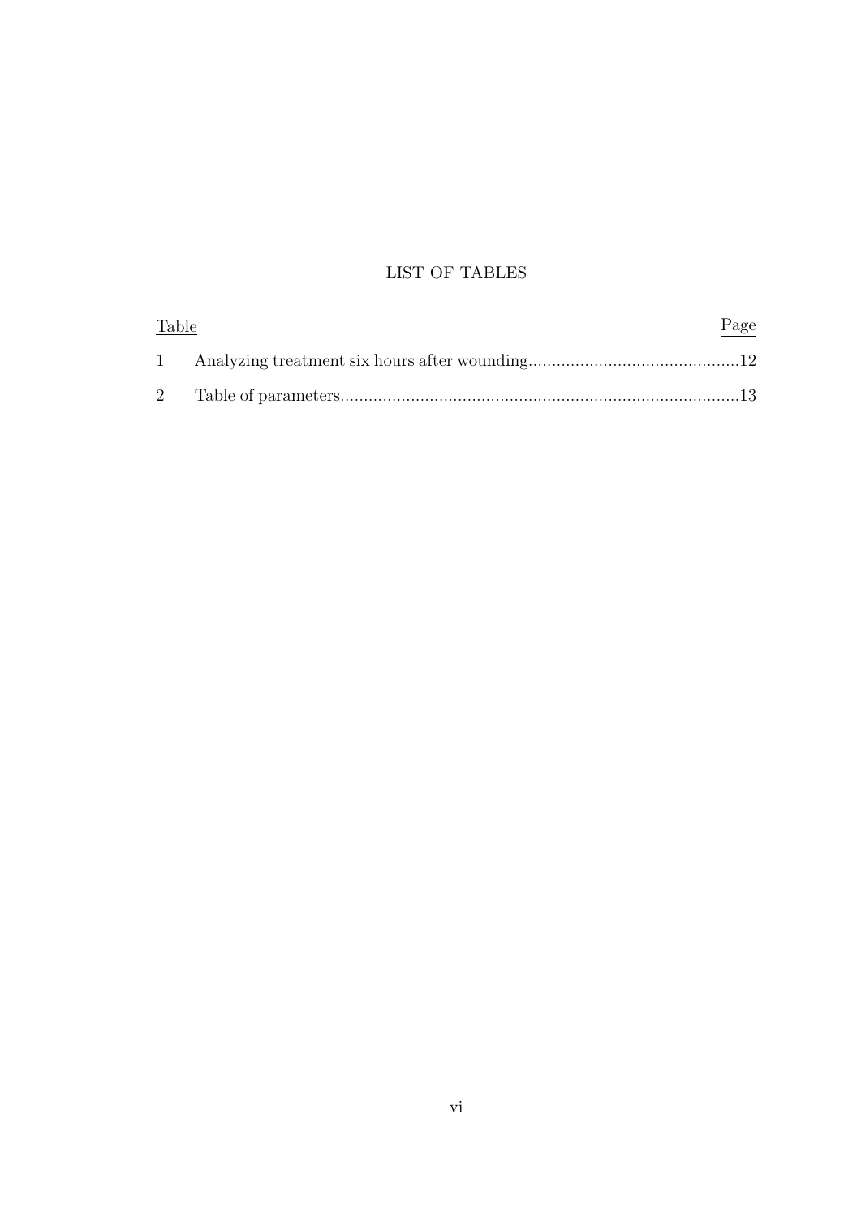# LIST OF TABLES

| Table | | Page |
|---|---|---|
| 1 | Analyzing treatment six hours after wounding | 12 |
| 2 | Table of parameters | 13 |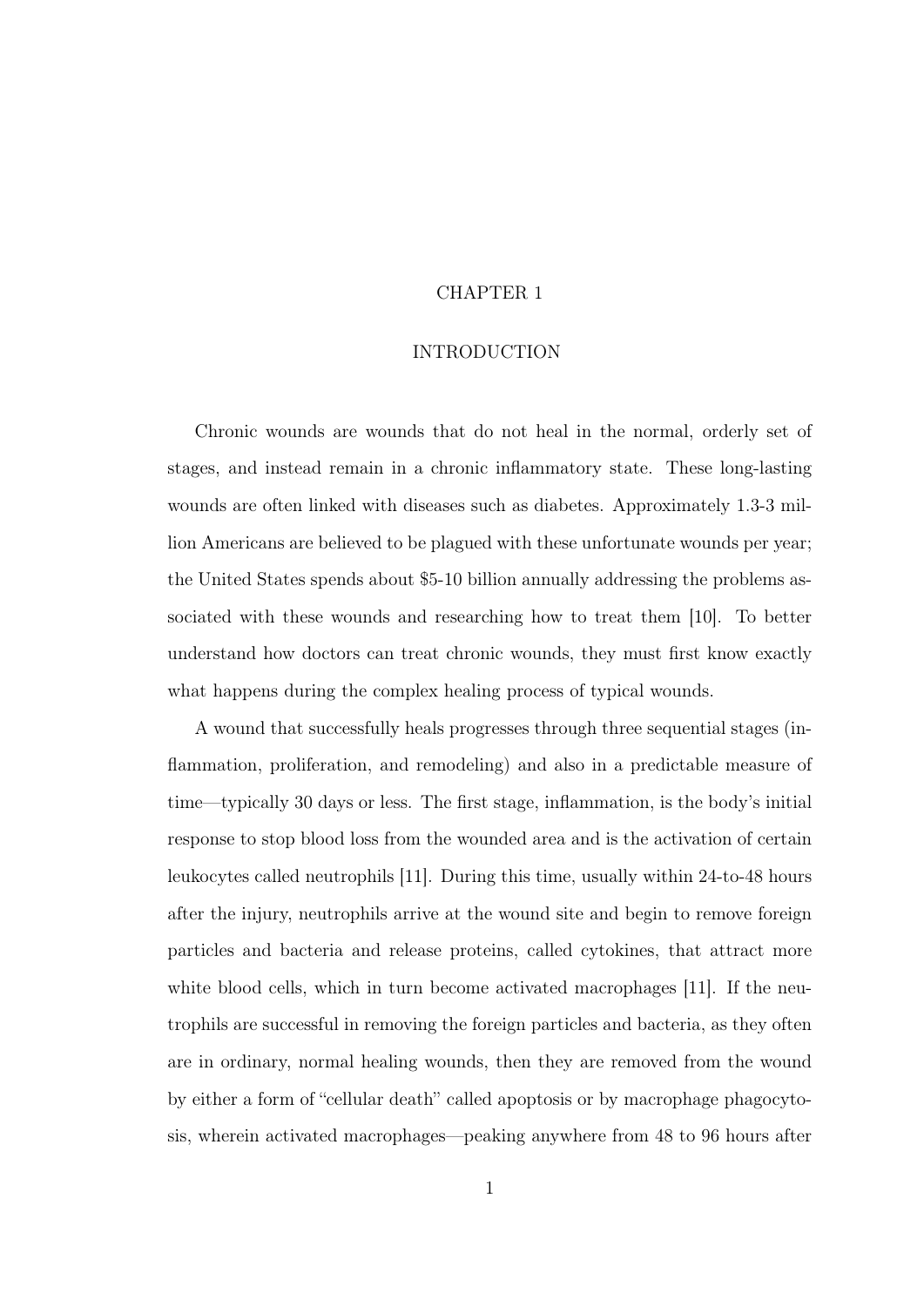# CHAPTER 1

# INTRODUCTION

Chronic wounds are wounds that do not heal in the normal, orderly set of stages, and instead remain in a chronic inflammatory state. These long-lasting wounds are often linked with diseases such as diabetes. Approximately 1.3-3 million Americans are believed to be plagued with these unfortunate wounds per year; the United States spends about $5-10 billion annually addressing the problems associated with these wounds and researching how to treat them [10]. To better understand how doctors can treat chronic wounds, they must first know exactly what happens during the complex healing process of typical wounds.

A wound that successfully heals progresses through three sequential stages (inflammation, proliferation, and remodeling) and also in a predictable measure of time—typically 30 days or less. The first stage, inflammation, is the body's initial response to stop blood loss from the wounded area and is the activation of certain leukocytes called neutrophils [11]. During this time, usually within 24-to-48 hours after the injury, neutrophils arrive at the wound site and begin to remove foreign particles and bacteria and release proteins, called cytokines, that attract more white blood cells, which in turn become activated macrophages [11]. If the neutrophils are successful in removing the foreign particles and bacteria, as they often are in ordinary, normal healing wounds, then they are removed from the wound by either a form of "cellular death" called apoptosis or by macrophage phagocytosis, wherein activated macrophages—peaking anywhere from 48 to 96 hours after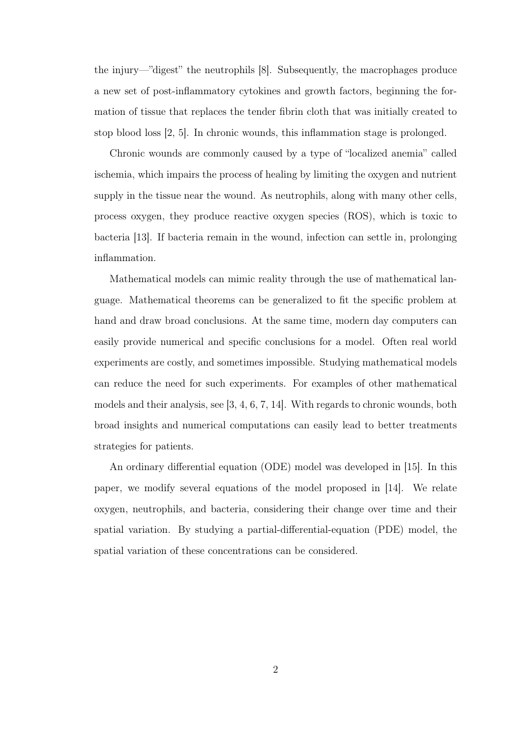the injury—"digest" the neutrophils [8]. Subsequently, the macrophages produce a new set of post-inflammatory cytokines and growth factors, beginning the formation of tissue that replaces the tender fibrin cloth that was initially created to stop blood loss [2, 5]. In chronic wounds, this inflammation stage is prolonged.

Chronic wounds are commonly caused by a type of "localized anemia" called ischemia, which impairs the process of healing by limiting the oxygen and nutrient supply in the tissue near the wound. As neutrophils, along with many other cells, process oxygen, they produce reactive oxygen species (ROS), which is toxic to bacteria [13]. If bacteria remain in the wound, infection can settle in, prolonging inflammation.

Mathematical models can mimic reality through the use of mathematical language. Mathematical theorems can be generalized to fit the specific problem at hand and draw broad conclusions. At the same time, modern day computers can easily provide numerical and specific conclusions for a model. Often real world experiments are costly, and sometimes impossible. Studying mathematical models can reduce the need for such experiments. For examples of other mathematical models and their analysis, see [3, 4, 6, 7, 14]. With regards to chronic wounds, both broad insights and numerical computations can easily lead to better treatments strategies for patients.

An ordinary differential equation (ODE) model was developed in [15]. In this paper, we modify several equations of the model proposed in [14]. We relate oxygen, neutrophils, and bacteria, considering their change over time and their spatial variation. By studying a partial-differential-equation (PDE) model, the spatial variation of these concentrations can be considered.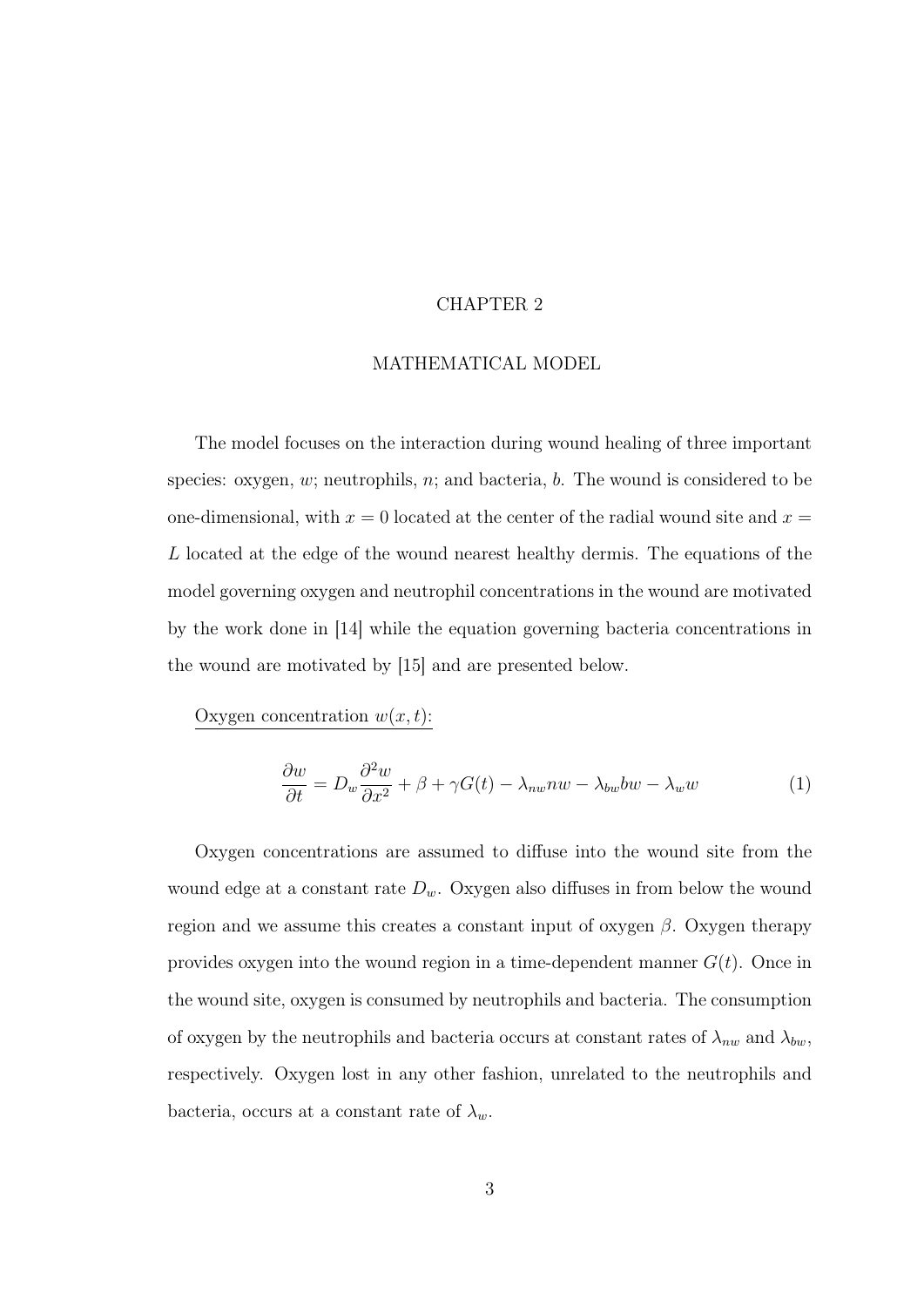# CHAPTER 2

## MATHEMATICAL MODEL

The model focuses on the interaction during wound healing of three important species: oxygen, $w$; neutrophils, $n$; and bacteria, $b$. The wound is considered to be one-dimensional, with $x = 0$ located at the center of the radial wound site and $x = L$ located at the edge of the wound nearest healthy dermis. The equations of the model governing oxygen and neutrophil concentrations in the wound are motivated by the work done in [14] while the equation governing bacteria concentrations in the wound are motivated by [15] and are presented below.

<u>Oxygen concentration $w(x,t)$:</u>

$$\frac{\partial w}{\partial t} = D_w \frac{\partial^2 w}{\partial x^2} + \beta + \gamma G(t) - \lambda_{nw} n w - \lambda_{bw} b w - \lambda_w w \tag{1}$$

Oxygen concentrations are assumed to diffuse into the wound site from the wound edge at a constant rate $D_w$. Oxygen also diffuses in from below the wound region and we assume this creates a constant input of oxygen $\beta$. Oxygen therapy provides oxygen into the wound region in a time-dependent manner $G(t)$. Once in the wound site, oxygen is consumed by neutrophils and bacteria. The consumption of oxygen by the neutrophils and bacteria occurs at constant rates of $\lambda_{nw}$ and $\lambda_{bw}$, respectively. Oxygen lost in any other fashion, unrelated to the neutrophils and bacteria, occurs at a constant rate of $\lambda_w$.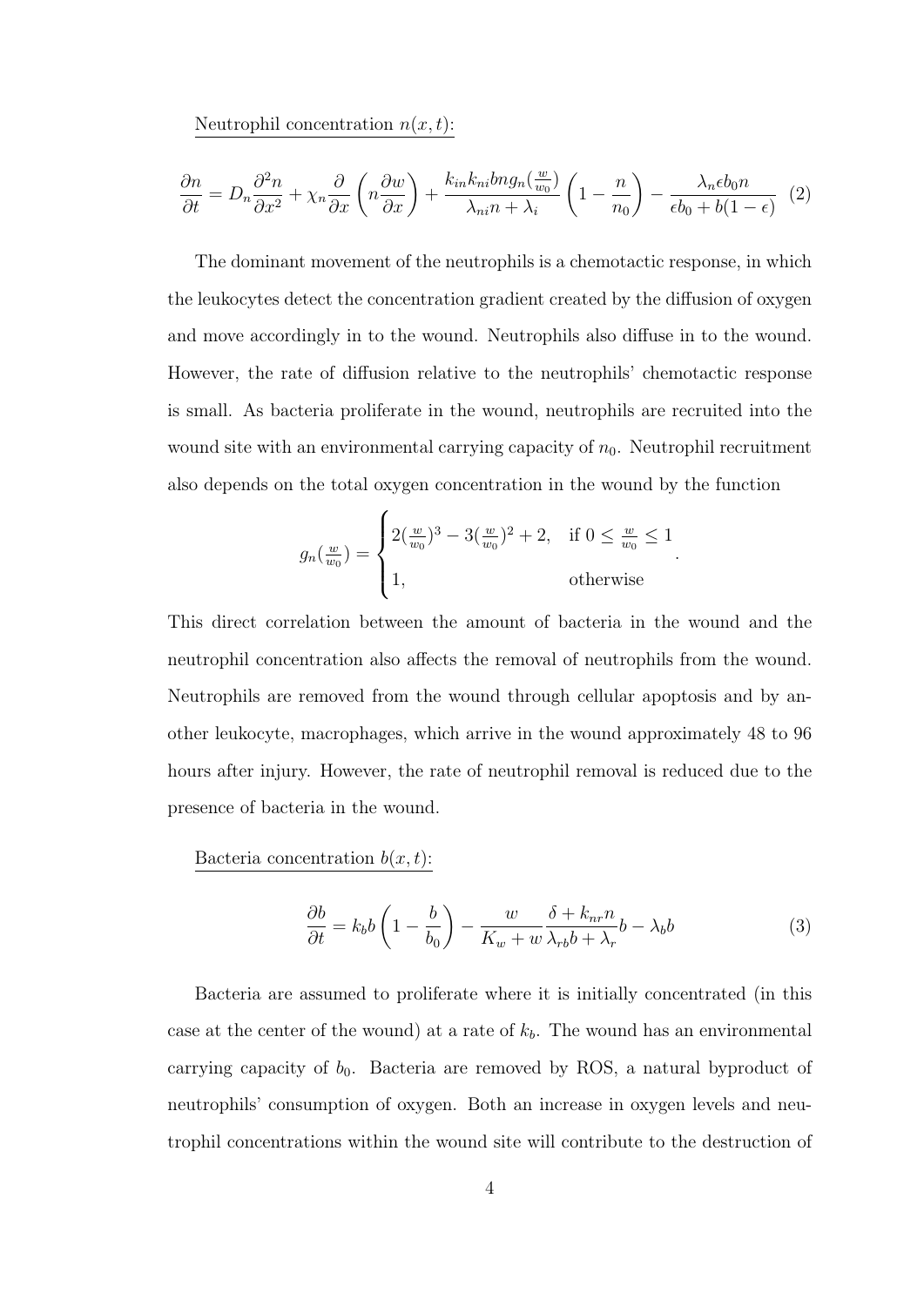<u>Neutrophil concentration $n(x,t)$:</u>

$$\frac{\partial n}{\partial t} = D_n \frac{\partial^2 n}{\partial x^2} + \chi_n \frac{\partial}{\partial x}\left(n \frac{\partial w}{\partial x}\right) + \frac{k_{in} k_{ni} b n g_n(\frac{w}{w_0})}{\lambda_{ni} n + \lambda_i}\left(1 - \frac{n}{n_0}\right) - \frac{\lambda_n \epsilon b_0 n}{\epsilon b_0 + b(1-\epsilon)} \quad (2)$$

The dominant movement of the neutrophils is a chemotactic response, in which the leukocytes detect the concentration gradient created by the diffusion of oxygen and move accordingly in to the wound. Neutrophils also diffuse in to the wound. However, the rate of diffusion relative to the neutrophils' chemotactic response is small. As bacteria proliferate in the wound, neutrophils are recruited into the wound site with an environmental carrying capacity of $n_0$. Neutrophil recruitment also depends on the total oxygen concentration in the wound by the function

$$g_n(\tfrac{w}{w_0}) = \begin{cases} 2(\frac{w}{w_0})^3 - 3(\frac{w}{w_0})^2 + 2, & \text{if } 0 \le \frac{w}{w_0} \le 1 \\ 1, & \text{otherwise} \end{cases}.$$

This direct correlation between the amount of bacteria in the wound and the neutrophil concentration also affects the removal of neutrophils from the wound. Neutrophils are removed from the wound through cellular apoptosis and by another leukocyte, macrophages, which arrive in the wound approximately 48 to 96 hours after injury. However, the rate of neutrophil removal is reduced due to the presence of bacteria in the wound.

<u>Bacteria concentration $b(x,t)$:</u>

$$\frac{\partial b}{\partial t} = k_b b\left(1 - \frac{b}{b_0}\right) - \frac{w}{K_w + w}\frac{\delta + k_{nr} n}{\lambda_{rb} b + \lambda_r} b - \lambda_b b \quad (3)$$

Bacteria are assumed to proliferate where it is initially concentrated (in this case at the center of the wound) at a rate of $k_b$. The wound has an environmental carrying capacity of $b_0$. Bacteria are removed by ROS, a natural byproduct of neutrophils' consumption of oxygen. Both an increase in oxygen levels and neutrophil concentrations within the wound site will contribute to the destruction of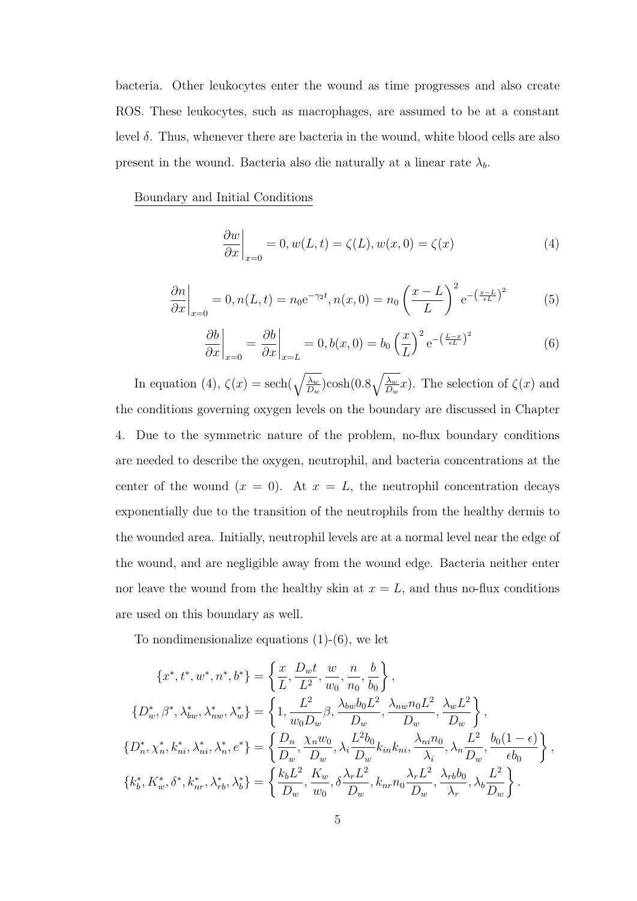bacteria. Other leukocytes enter the wound as time progresses and also create ROS. These leukocytes, such as macrophages, are assumed to be at a constant level $\delta$. Thus, whenever there are bacteria in the wound, white blood cells are also present in the wound. Bacteria also die naturally at a linear rate $\lambda_b$.

Boundary and Initial Conditions

$$\left.\frac{\partial w}{\partial x}\right|_{x=0} = 0, w(L,t) = \zeta(L), w(x,0) = \zeta(x) \tag{4}$$

$$\left.\frac{\partial n}{\partial x}\right|_{x=0} = 0, n(L,t) = n_0 \mathrm{e}^{-\gamma_2 t}, n(x,0) = n_0 \left(\frac{x-L}{L}\right)^2 \mathrm{e}^{-\left(\frac{x-L}{\epsilon L}\right)^2} \tag{5}$$

$$\left.\frac{\partial b}{\partial x}\right|_{x=0} = \left.\frac{\partial b}{\partial x}\right|_{x=L} = 0, b(x,0) = b_0 \left(\frac{x}{L}\right)^2 \mathrm{e}^{-\left(\frac{L-x}{\epsilon L}\right)^2} \tag{6}$$

In equation (4), $\zeta(x) = \mathrm{sech}(\sqrt{\frac{\lambda_w}{D_w}})\cosh(0.8\sqrt{\frac{\lambda_w}{D_w}}x)$. The selection of $\zeta(x)$ and the conditions governing oxygen levels on the boundary are discussed in Chapter 4. Due to the symmetric nature of the problem, no-flux boundary conditions are needed to describe the oxygen, neutrophil, and bacteria concentrations at the center of the wound ($x = 0$). At $x = L$, the neutrophil concentration decays exponentially due to the transition of the neutrophils from the healthy dermis to the wounded area. Initially, neutrophil levels are at a normal level near the edge of the wound, and are negligible away from the wound edge. Bacteria neither enter nor leave the wound from the healthy skin at $x = L$, and thus no-flux conditions are used on this boundary as well.

To nondimensionalize equations (1)-(6), we let

$$\{x^*, t^*, w^*, n^*, b^*\} = \left\{\frac{x}{L}, \frac{D_w t}{L^2}, \frac{w}{w_0}, \frac{n}{n_0}, \frac{b}{b_0}\right\},$$

$$\{D_w^*, \beta^*, \lambda_{bw}^*, \lambda_{nw}^*, \lambda_w^*\} = \left\{1, \frac{L^2}{w_0 D_w}\beta, \frac{\lambda_{bw} b_0 L^2}{D_w}, \frac{\lambda_{nw} n_0 L^2}{D_w}, \frac{\lambda_w L^2}{D_w}\right\},$$

$$\{D_n^*, \chi_n^*, k_{ni}^*, \lambda_{ni}^*, \lambda_n^*, e^*\} = \left\{\frac{D_n}{D_w}, \frac{\chi_n w_0}{D_w}, \lambda_i \frac{L^2 b_0}{D_w} k_{in} k_{ni}, \frac{\lambda_{ni} n_0}{\lambda_i}, \lambda_n \frac{L^2}{D_w}, \frac{b_0(1-\epsilon)}{\epsilon b_0}\right\},$$

$$\{k_b^*, K_w^*, \delta^*, k_{nr}^*, \lambda_{rb}^*, \lambda_b^*\} = \left\{\frac{k_b L^2}{D_w}, \frac{K_w}{w_0}, \delta\frac{\lambda_r L^2}{D_w}, k_{nr} n_0 \frac{\lambda_r L^2}{D_w}, \frac{\lambda_{rb} b_0}{\lambda_r}, \lambda_b \frac{L^2}{D_w}\right\}.$$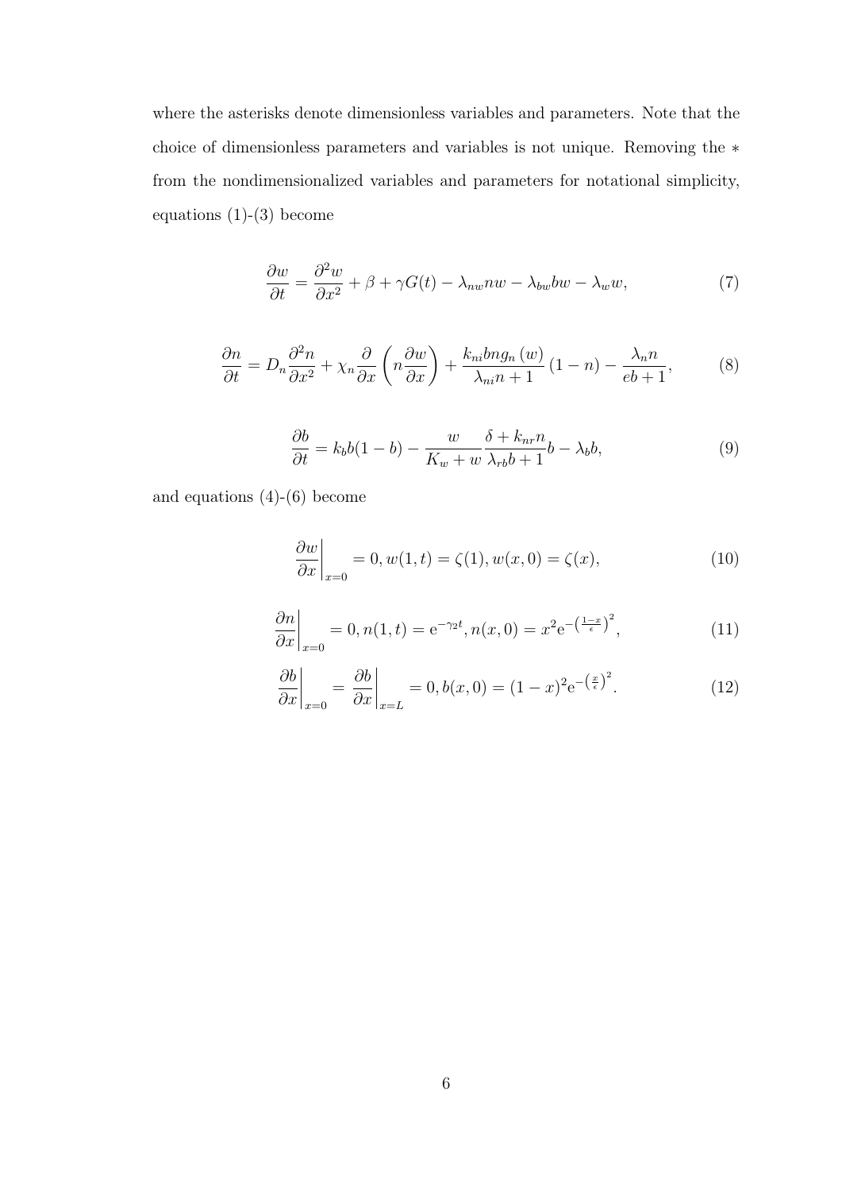where the asterisks denote dimensionless variables and parameters. Note that the choice of dimensionless parameters and variables is not unique. Removing the $*$ from the nondimensionalized variables and parameters for notational simplicity, equations (1)-(3) become

$$\frac{\partial w}{\partial t} = \frac{\partial^2 w}{\partial x^2} + \beta + \gamma G(t) - \lambda_{nw} n w - \lambda_{bw} b w - \lambda_w w, \tag{7}$$

$$\frac{\partial n}{\partial t} = D_n \frac{\partial^2 n}{\partial x^2} + \chi_n \frac{\partial}{\partial x}\left(n \frac{\partial w}{\partial x}\right) + \frac{k_{ni} b n g_n(w)}{\lambda_{ni} n + 1}(1-n) - \frac{\lambda_n n}{e b + 1}, \tag{8}$$

$$\frac{\partial b}{\partial t} = k_b b(1-b) - \frac{w}{K_w + w}\frac{\delta + k_{nr} n}{\lambda_{rb} b + 1} b - \lambda_b b, \tag{9}$$

and equations (4)-(6) become

$$\left.\frac{\partial w}{\partial x}\right|_{x=0} = 0, w(1,t) = \zeta(1), w(x,0) = \zeta(x), \tag{10}$$

$$\left.\frac{\partial n}{\partial x}\right|_{x=0} = 0, n(1,t) = \mathrm{e}^{-\gamma_2 t}, n(x,0) = x^2 \mathrm{e}^{-\left(\frac{1-x}{\epsilon}\right)^2}, \tag{11}$$

$$\left.\frac{\partial b}{\partial x}\right|_{x=0} = \left.\frac{\partial b}{\partial x}\right|_{x=L} = 0, b(x,0) = (1-x)^2 \mathrm{e}^{-\left(\frac{x}{\epsilon}\right)^2}. \tag{12}$$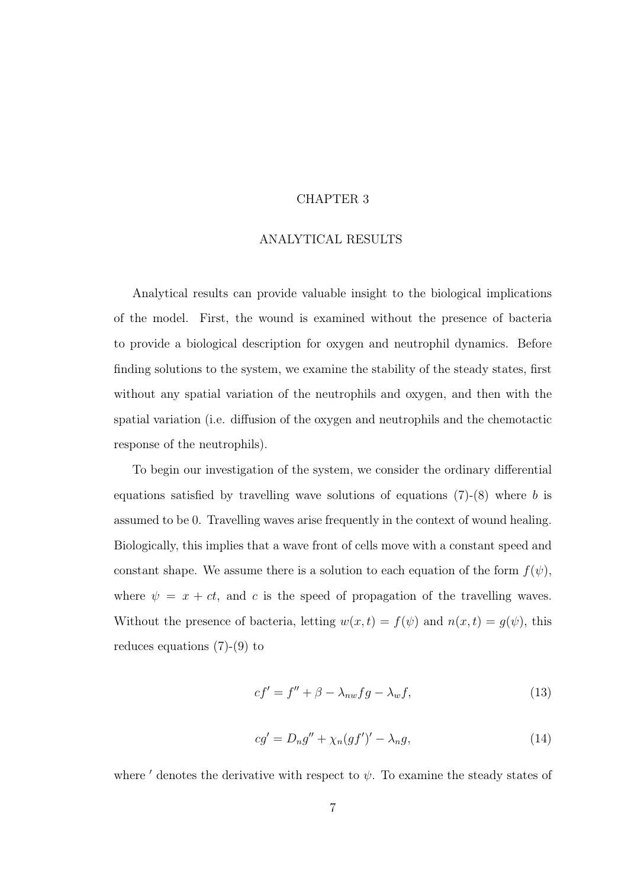# CHAPTER 3

## ANALYTICAL RESULTS

Analytical results can provide valuable insight to the biological implications of the model. First, the wound is examined without the presence of bacteria to provide a biological description for oxygen and neutrophil dynamics. Before finding solutions to the system, we examine the stability of the steady states, first without any spatial variation of the neutrophils and oxygen, and then with the spatial variation (i.e. diffusion of the oxygen and neutrophils and the chemotactic response of the neutrophils).

To begin our investigation of the system, we consider the ordinary differential equations satisfied by travelling wave solutions of equations (7)-(8) where $b$ is assumed to be 0. Travelling waves arise frequently in the context of wound healing. Biologically, this implies that a wave front of cells move with a constant speed and constant shape. We assume there is a solution to each equation of the form $f(\psi)$, where $\psi = x + ct$, and $c$ is the speed of propagation of the travelling waves. Without the presence of bacteria, letting $w(x,t) = f(\psi)$ and $n(x,t) = g(\psi)$, this reduces equations (7)-(9) to

$$cf' = f'' + \beta - \lambda_{nw} fg - \lambda_w f, \tag{13}$$

$$cg' = D_n g'' + \chi_n (gf')' - \lambda_n g, \tag{14}$$

where $'$ denotes the derivative with respect to $\psi$. To examine the steady states of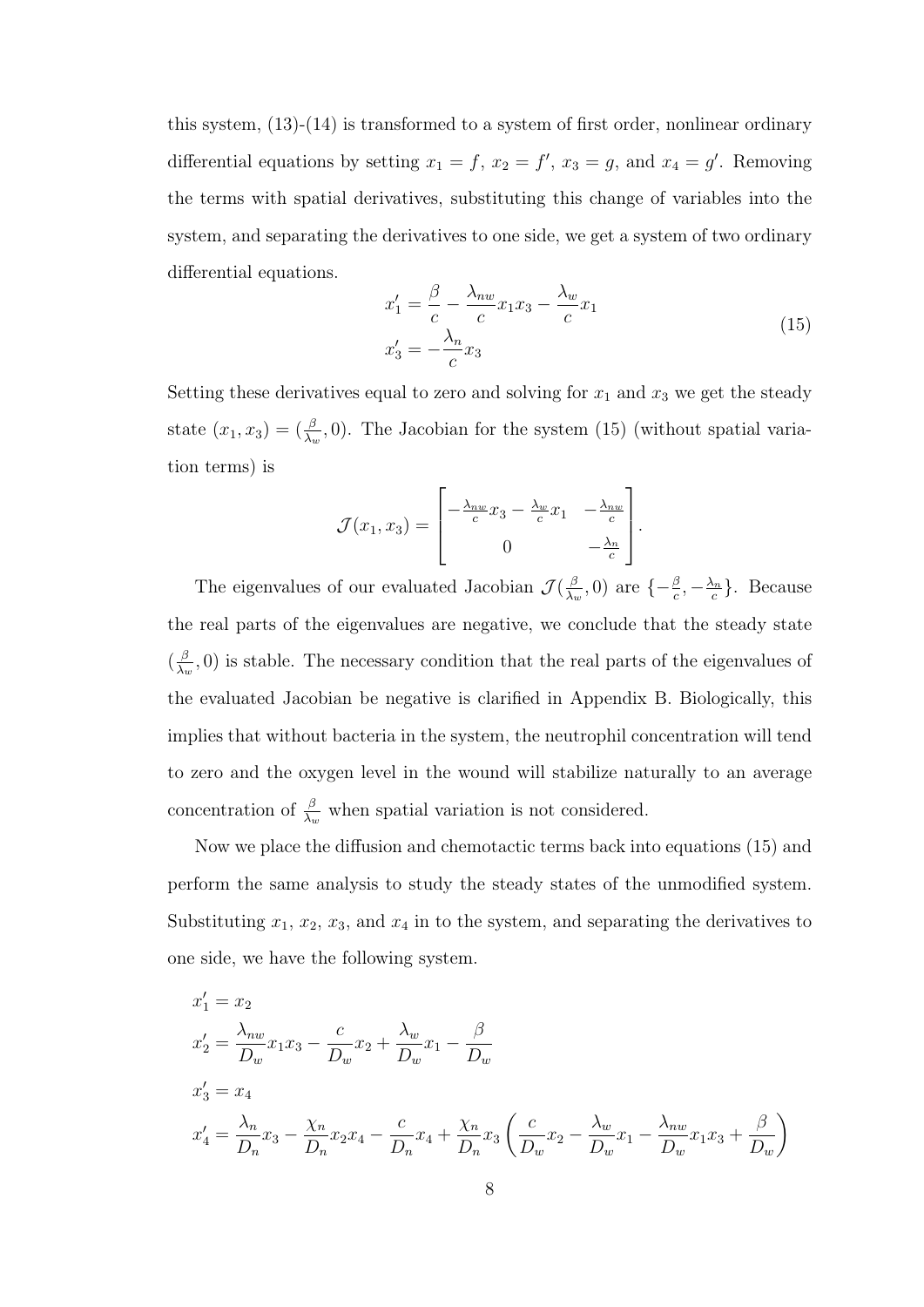this system, (13)-(14) is transformed to a system of first order, nonlinear ordinary differential equations by setting $x_1 = f$, $x_2 = f'$, $x_3 = g$, and $x_4 = g'$. Removing the terms with spatial derivatives, substituting this change of variables into the system, and separating the derivatives to one side, we get a system of two ordinary differential equations.

$$
\begin{aligned}
x_1' &= \frac{\beta}{c} - \frac{\lambda_{nw}}{c} x_1 x_3 - \frac{\lambda_w}{c} x_1 \\
x_3' &= -\frac{\lambda_n}{c} x_3
\end{aligned}
\tag{15}
$$

Setting these derivatives equal to zero and solving for $x_1$ and $x_3$ we get the steady state $(x_1, x_3) = (\frac{\beta}{\lambda_w}, 0)$. The Jacobian for the system (15) (without spatial variation terms) is

$$
\mathcal{J}(x_1, x_3) = \begin{bmatrix} -\frac{\lambda_{nw}}{c} x_3 - \frac{\lambda_w}{c} x_1 & -\frac{\lambda_{nw}}{c} \\ 0 & -\frac{\lambda_n}{c} \end{bmatrix}.
$$

The eigenvalues of our evaluated Jacobian $\mathcal{J}(\frac{\beta}{\lambda_w}, 0)$ are $\{-\frac{\beta}{c}, -\frac{\lambda_n}{c}\}$. Because the real parts of the eigenvalues are negative, we conclude that the steady state $(\frac{\beta}{\lambda_w}, 0)$ is stable. The necessary condition that the real parts of the eigenvalues of the evaluated Jacobian be negative is clarified in Appendix B. Biologically, this implies that without bacteria in the system, the neutrophil concentration will tend to zero and the oxygen level in the wound will stabilize naturally to an average concentration of $\frac{\beta}{\lambda_w}$ when spatial variation is not considered.

Now we place the diffusion and chemotactic terms back into equations (15) and perform the same analysis to study the steady states of the unmodified system. Substituting $x_1$, $x_2$, $x_3$, and $x_4$ in to the system, and separating the derivatives to one side, we have the following system.

$$
\begin{aligned}
x_1' &= x_2 \\
x_2' &= \frac{\lambda_{nw}}{D_w} x_1 x_3 - \frac{c}{D_w} x_2 + \frac{\lambda_w}{D_w} x_1 - \frac{\beta}{D_w} \\
x_3' &= x_4 \\
x_4' &= \frac{\lambda_n}{D_n} x_3 - \frac{\chi_n}{D_n} x_2 x_4 - \frac{c}{D_n} x_4 + \frac{\chi_n}{D_n} x_3 \left( \frac{c}{D_w} x_2 - \frac{\lambda_w}{D_w} x_1 - \frac{\lambda_{nw}}{D_w} x_1 x_3 + \frac{\beta}{D_w} \right)
\end{aligned}
$$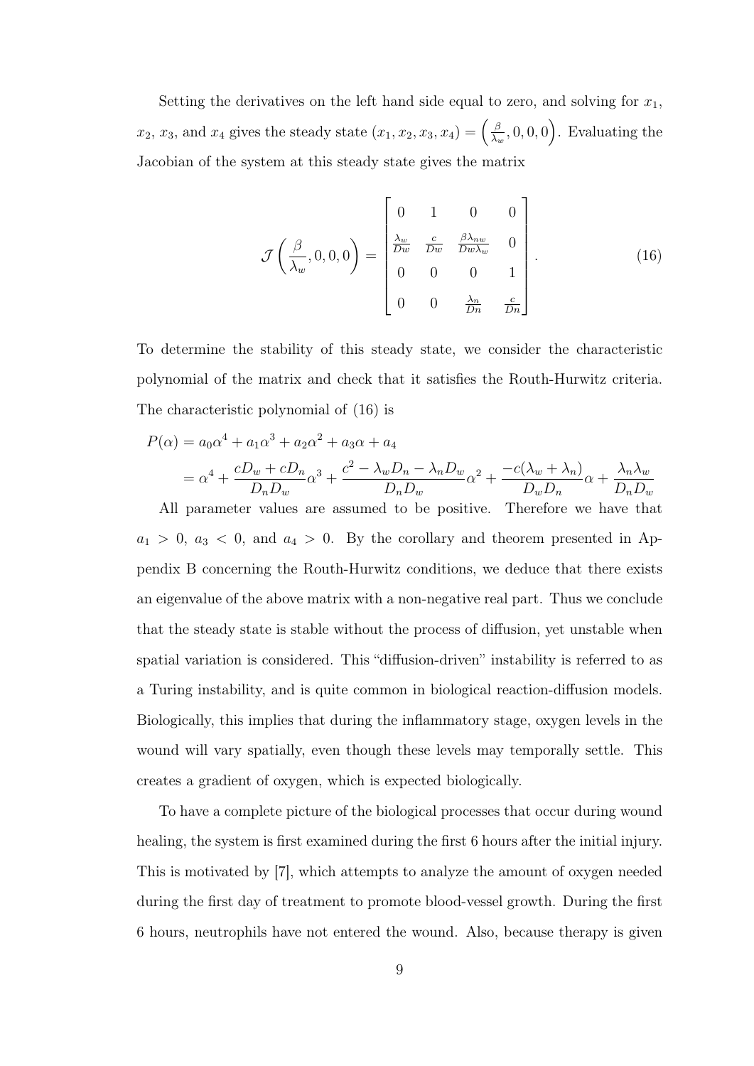Setting the derivatives on the left hand side equal to zero, and solving for $x_1$, $x_2$, $x_3$, and $x_4$ gives the steady state $(x_1, x_2, x_3, x_4) = \left(\frac{\beta}{\lambda_w}, 0, 0, 0\right)$. Evaluating the Jacobian of the system at this steady state gives the matrix

$$\mathcal{J}\left(\frac{\beta}{\lambda_w}, 0, 0, 0\right) = \begin{bmatrix} 0 & 1 & 0 & 0 \\ \frac{\lambda_w}{Dw} & \frac{c}{Dw} & \frac{\beta \lambda_{nw}}{Dw \lambda_w} & 0 \\ 0 & 0 & 0 & 1 \\ 0 & 0 & \frac{\lambda_n}{Dn} & \frac{c}{Dn} \end{bmatrix}. \tag{16}$$

To determine the stability of this steady state, we consider the characteristic polynomial of the matrix and check that it satisfies the Routh-Hurwitz criteria. The characteristic polynomial of (16) is

$$\begin{aligned} P(\alpha) &= a_0\alpha^4 + a_1\alpha^3 + a_2\alpha^2 + a_3\alpha + a_4 \\ &= \alpha^4 + \frac{cD_w + cD_n}{D_n D_w}\alpha^3 + \frac{c^2 - \lambda_w D_n - \lambda_n D_w}{D_n D_w}\alpha^2 + \frac{-c(\lambda_w + \lambda_n)}{D_w D_n}\alpha + \frac{\lambda_n \lambda_w}{D_n D_w} \end{aligned}$$

All parameter values are assumed to be positive. Therefore we have that $a_1 > 0$, $a_3 < 0$, and $a_4 > 0$. By the corollary and theorem presented in Appendix B concerning the Routh-Hurwitz conditions, we deduce that there exists an eigenvalue of the above matrix with a non-negative real part. Thus we conclude that the steady state is stable without the process of diffusion, yet unstable when spatial variation is considered. This "diffusion-driven" instability is referred to as a Turing instability, and is quite common in biological reaction-diffusion models. Biologically, this implies that during the inflammatory stage, oxygen levels in the wound will vary spatially, even though these levels may temporally settle. This creates a gradient of oxygen, which is expected biologically.

To have a complete picture of the biological processes that occur during wound healing, the system is first examined during the first 6 hours after the initial injury. This is motivated by [7], which attempts to analyze the amount of oxygen needed during the first day of treatment to promote blood-vessel growth. During the first 6 hours, neutrophils have not entered the wound. Also, because therapy is given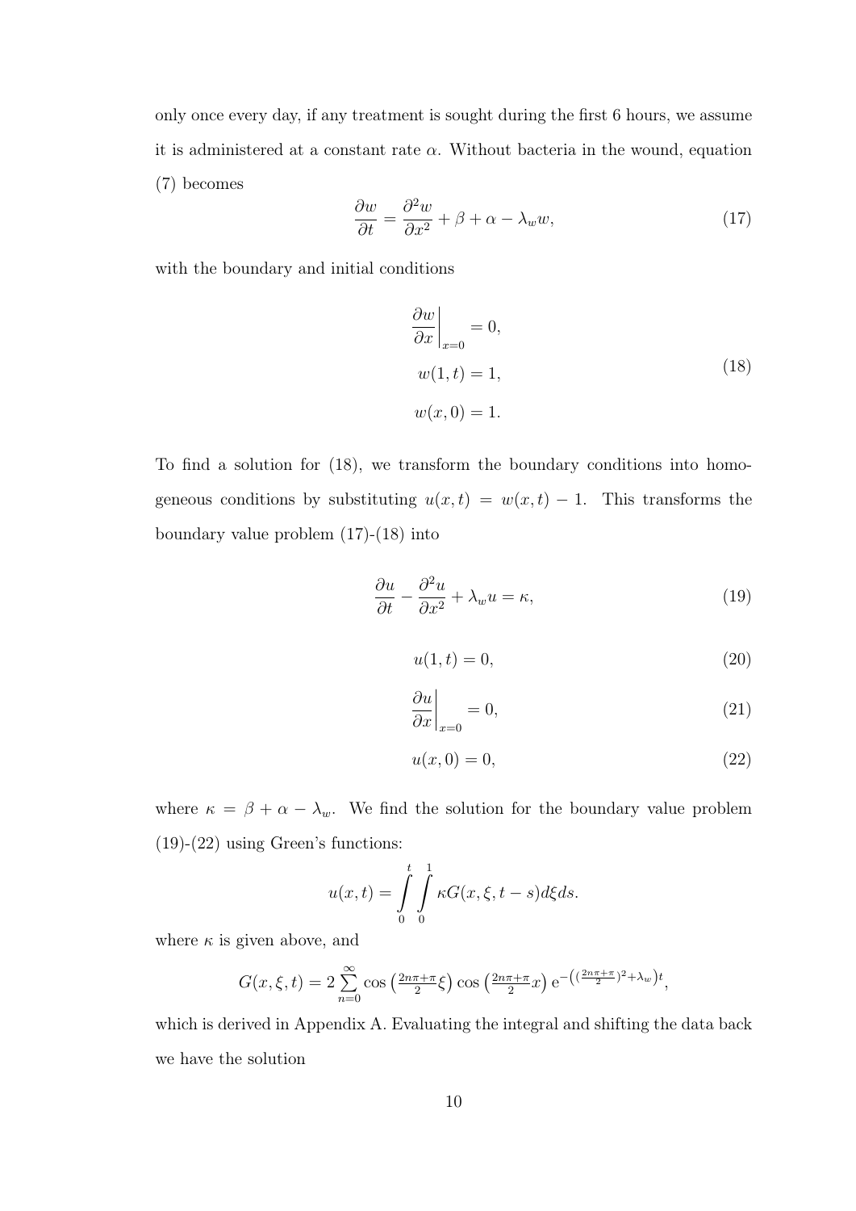only once every day, if any treatment is sought during the first 6 hours, we assume it is administered at a constant rate $\alpha$. Without bacteria in the wound, equation (7) becomes

$$\frac{\partial w}{\partial t} = \frac{\partial^2 w}{\partial x^2} + \beta + \alpha - \lambda_w w, \tag{17}$$

with the boundary and initial conditions

$$\begin{aligned} \left.\frac{\partial w}{\partial x}\right|_{x=0} &= 0, \\ w(1,t) &= 1, \\ w(x,0) &= 1. \end{aligned} \tag{18}$$

To find a solution for (18), we transform the boundary conditions into homogeneous conditions by substituting $u(x,t) = w(x,t) - 1$. This transforms the boundary value problem (17)-(18) into

$$\frac{\partial u}{\partial t} - \frac{\partial^2 u}{\partial x^2} + \lambda_w u = \kappa, \tag{19}$$

$$u(1,t) = 0, \tag{20}$$

$$\left.\frac{\partial u}{\partial x}\right|_{x=0} = 0, \tag{21}$$

$$u(x,0) = 0, \tag{22}$$

where $\kappa = \beta + \alpha - \lambda_w$. We find the solution for the boundary value problem (19)-(22) using Green's functions:

$$u(x,t) = \int_0^t \int_0^1 \kappa G(x,\xi,t-s) d\xi ds.$$

where $\kappa$ is given above, and

$$G(x,\xi,t) = 2\sum_{n=0}^{\infty} \cos\left(\tfrac{2n\pi+\pi}{2}\xi\right)\cos\left(\tfrac{2n\pi+\pi}{2}x\right) \mathrm{e}^{-\left((\frac{2n\pi+\pi}{2})^2+\lambda_w\right)t},$$

which is derived in Appendix A. Evaluating the integral and shifting the data back we have the solution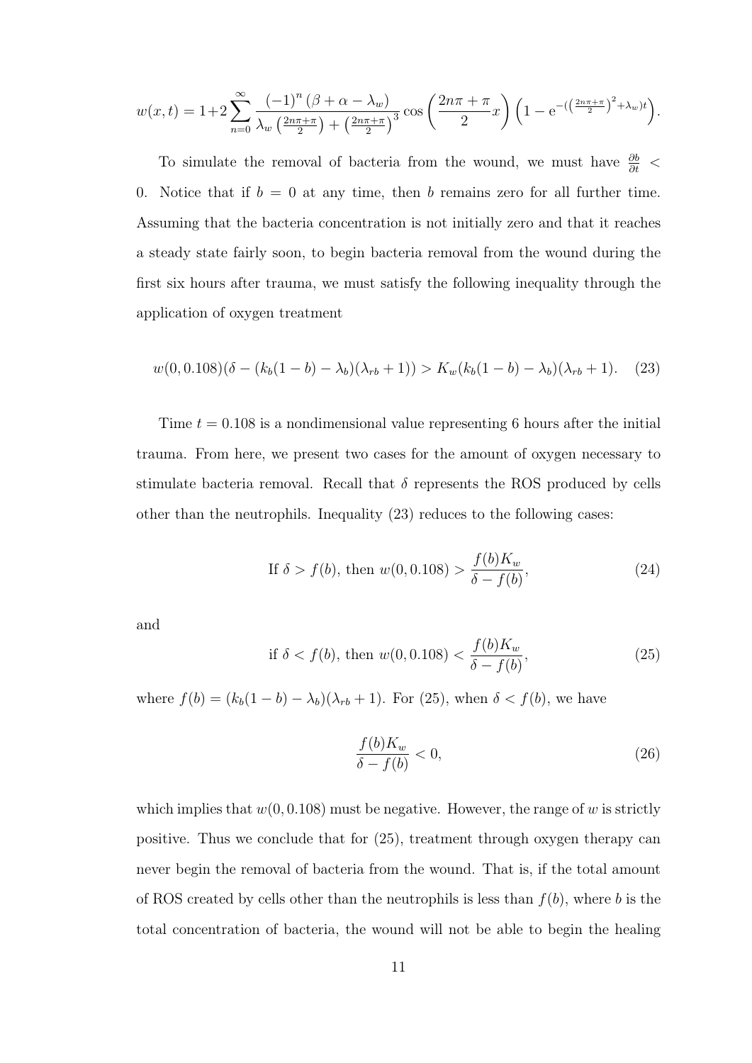$$w(x,t) = 1+2\sum_{n=0}^{\infty} \frac{(-1)^n \left(\beta + \alpha - \lambda_w\right)}{\lambda_w \left(\frac{2n\pi+\pi}{2}\right) + \left(\frac{2n\pi+\pi}{2}\right)^3} \cos\left(\frac{2n\pi + \pi}{2} x\right) \left(1 - \mathrm{e}^{-\left(\left(\frac{2n\pi+\pi}{2}\right)^2 + \lambda_w\right)t}\right).$$

To simulate the removal of bacteria from the wound, we must have $\frac{\partial b}{\partial t} < 0$. Notice that if $b = 0$ at any time, then $b$ remains zero for all further time. Assuming that the bacteria concentration is not initially zero and that it reaches a steady state fairly soon, to begin bacteria removal from the wound during the first six hours after trauma, we must satisfy the following inequality through the application of oxygen treatment

$$w(0, 0.108)(\delta - (k_b(1-b) - \lambda_b)(\lambda_{rb} + 1)) > K_w(k_b(1-b) - \lambda_b)(\lambda_{rb} + 1). \quad (23)$$

Time $t = 0.108$ is a nondimensional value representing 6 hours after the initial trauma. From here, we present two cases for the amount of oxygen necessary to stimulate bacteria removal. Recall that $\delta$ represents the ROS produced by cells other than the neutrophils. Inequality (23) reduces to the following cases:

$$\text{If } \delta > f(b), \text{ then } w(0, 0.108) > \frac{f(b)K_w}{\delta - f(b)}, \quad (24)$$

and

$$\text{if } \delta < f(b), \text{ then } w(0, 0.108) < \frac{f(b)K_w}{\delta - f(b)}, \quad (25)$$

where $f(b) = (k_b(1-b) - \lambda_b)(\lambda_{rb} + 1)$. For (25), when $\delta < f(b)$, we have

$$\frac{f(b)K_w}{\delta - f(b)} < 0, \quad (26)$$

which implies that $w(0, 0.108)$ must be negative. However, the range of $w$ is strictly positive. Thus we conclude that for (25), treatment through oxygen therapy can never begin the removal of bacteria from the wound. That is, if the total amount of ROS created by cells other than the neutrophils is less than $f(b)$, where $b$ is the total concentration of bacteria, the wound will not be able to begin the healing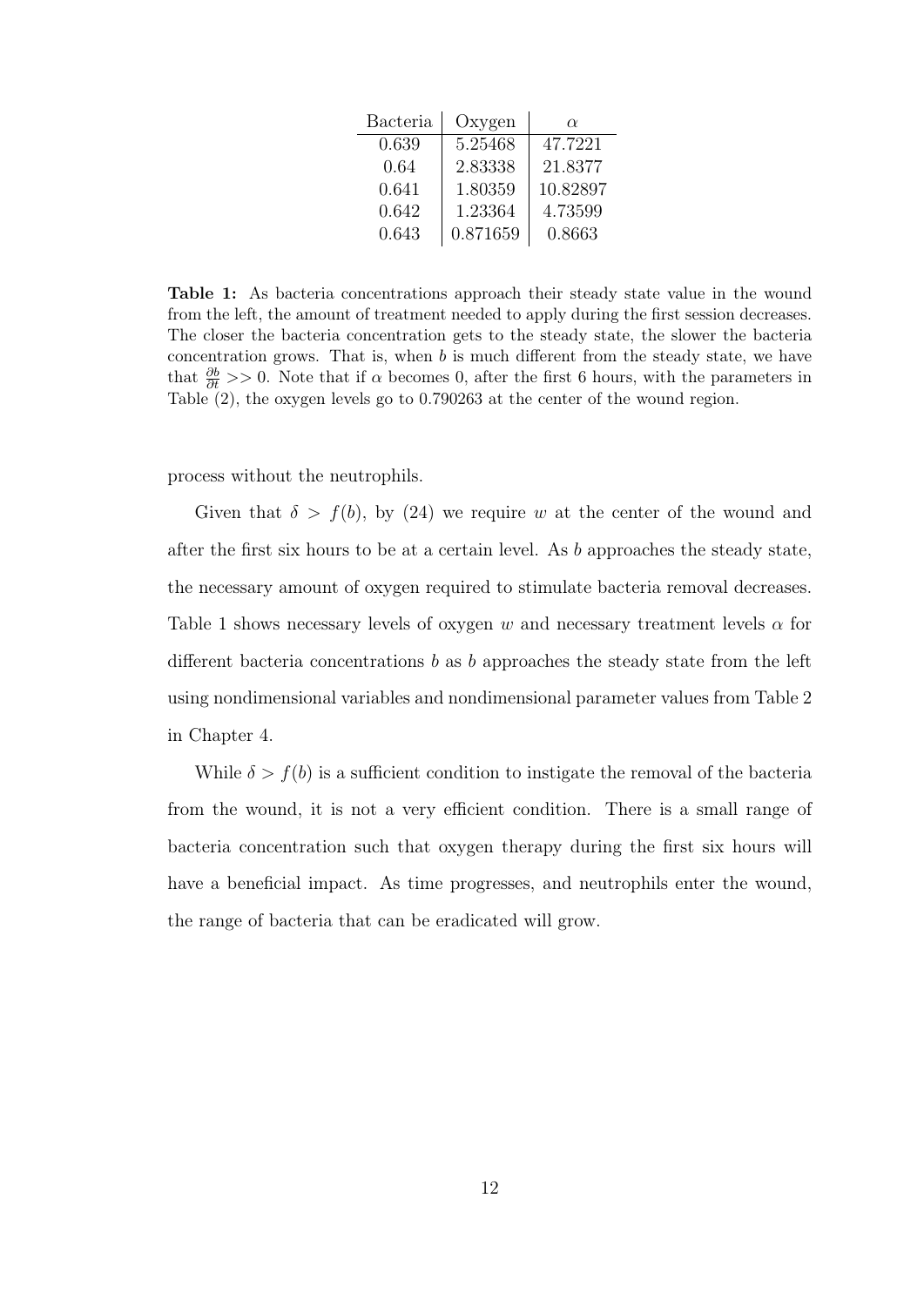| Bacteria | Oxygen | $\alpha$ |
|---|---|---|
| 0.639 | 5.25468 | 47.7221 |
| 0.64 | 2.83338 | 21.8377 |
| 0.641 | 1.80359 | 10.82897 |
| 0.642 | 1.23364 | 4.73599 |
| 0.643 | 0.871659 | 0.8663 |

**Table 1:** As bacteria concentrations approach their steady state value in the wound from the left, the amount of treatment needed to apply during the first session decreases. The closer the bacteria concentration gets to the steady state, the slower the bacteria concentration grows. That is, when $b$ is much different from the steady state, we have that $\frac{\partial b}{\partial t} >> 0$. Note that if $\alpha$ becomes 0, after the first 6 hours, with the parameters in Table (2), the oxygen levels go to 0.790263 at the center of the wound region.

process without the neutrophils.

Given that $\delta > f(b)$, by (24) we require $w$ at the center of the wound and after the first six hours to be at a certain level. As $b$ approaches the steady state, the necessary amount of oxygen required to stimulate bacteria removal decreases. Table 1 shows necessary levels of oxygen $w$ and necessary treatment levels $\alpha$ for different bacteria concentrations $b$ as $b$ approaches the steady state from the left using nondimensional variables and nondimensional parameter values from Table 2 in Chapter 4.

While $\delta > f(b)$ is a sufficient condition to instigate the removal of the bacteria from the wound, it is not a very efficient condition. There is a small range of bacteria concentration such that oxygen therapy during the first six hours will have a beneficial impact. As time progresses, and neutrophils enter the wound, the range of bacteria that can be eradicated will grow.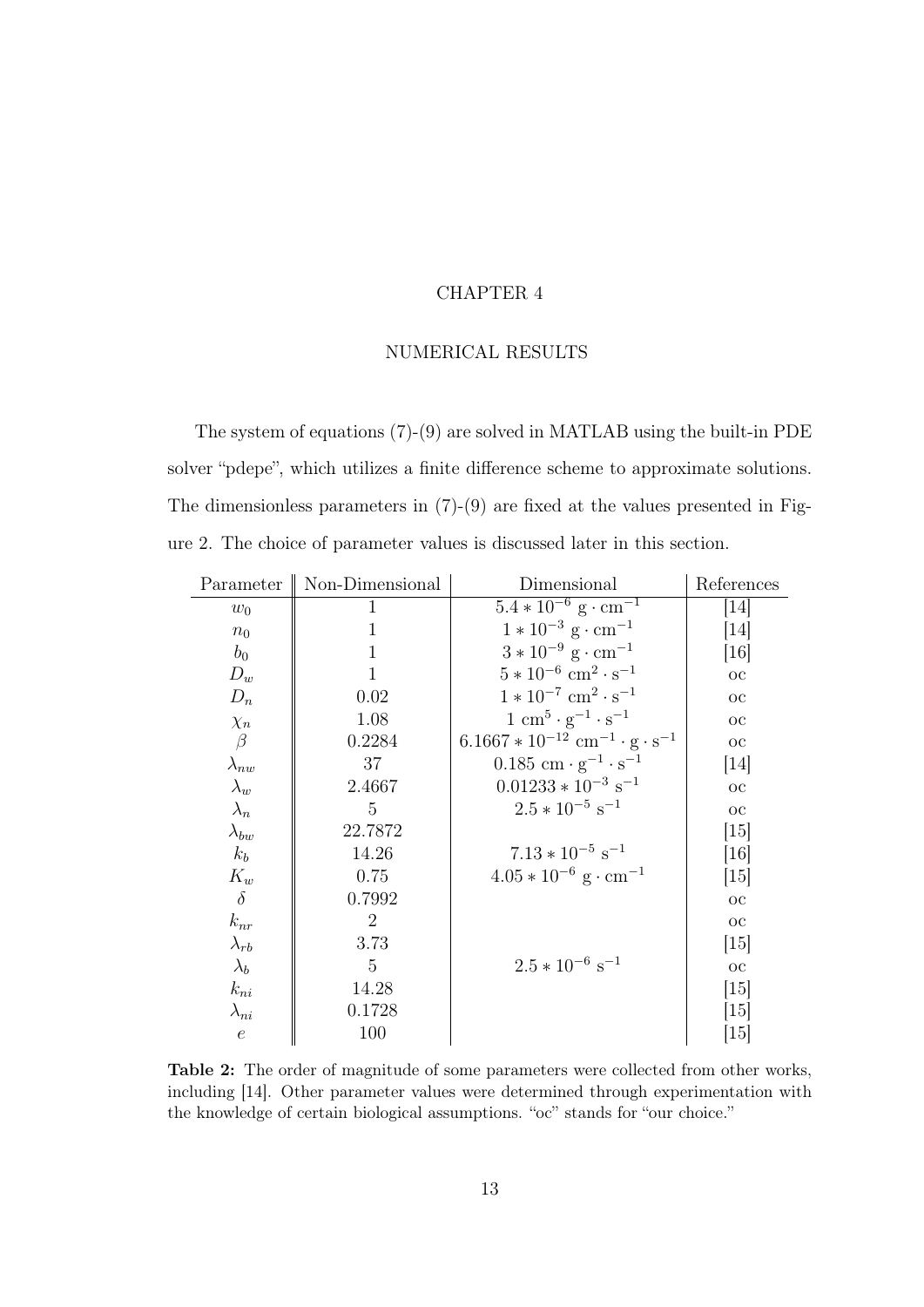# CHAPTER 4

## NUMERICAL RESULTS

The system of equations (7)-(9) are solved in MATLAB using the built-in PDE solver "pdepe", which utilizes a finite difference scheme to approximate solutions. The dimensionless parameters in (7)-(9) are fixed at the values presented in Figure 2. The choice of parameter values is discussed later in this section.

| Parameter | Non-Dimensional | Dimensional | References |
|---|---|---|---|
| $w_0$ | 1 | $5.4 * 10^{-6}$ g $\cdot$ cm$^{-1}$ | [14] |
| $n_0$ | 1 | $1 * 10^{-3}$ g $\cdot$ cm$^{-1}$ | [14] |
| $b_0$ | 1 | $3 * 10^{-9}$ g $\cdot$ cm$^{-1}$ | [16] |
| $D_w$ | 1 | $5 * 10^{-6}$ cm$^2$ $\cdot$ s$^{-1}$ | oc |
| $D_n$ | 0.02 | $1 * 10^{-7}$ cm$^2$ $\cdot$ s$^{-1}$ | oc |
| $\chi_n$ | 1.08 | 1 cm$^5$ $\cdot$ g$^{-1}$ $\cdot$ s$^{-1}$ | oc |
| $\beta$ | 0.2284 | $6.1667 * 10^{-12}$ cm$^{-1}$ $\cdot$ g $\cdot$ s$^{-1}$ | oc |
| $\lambda_{nw}$ | 37 | 0.185 cm $\cdot$ g$^{-1}$ $\cdot$ s$^{-1}$ | [14] |
| $\lambda_w$ | 2.4667 | $0.01233 * 10^{-3}$ s$^{-1}$ | oc |
| $\lambda_n$ | 5 | $2.5 * 10^{-5}$ s$^{-1}$ | oc |
| $\lambda_{bw}$ | 22.7872 | | [15] |
| $k_b$ | 14.26 | $7.13 * 10^{-5}$ s$^{-1}$ | [16] |
| $K_w$ | 0.75 | $4.05 * 10^{-6}$ g $\cdot$ cm$^{-1}$ | [15] |
| $\delta$ | 0.7992 | | oc |
| $k_{nr}$ | 2 | | oc |
| $\lambda_{rb}$ | 3.73 | | [15] |
| $\lambda_b$ | 5 | $2.5 * 10^{-6}$ s$^{-1}$ | oc |
| $k_{ni}$ | 14.28 | | [15] |
| $\lambda_{ni}$ | 0.1728 | | [15] |
| $e$ | 100 | | [15] |

**Table 2:** The order of magnitude of some parameters were collected from other works, including [14]. Other parameter values were determined through experimentation with the knowledge of certain biological assumptions. "oc" stands for "our choice."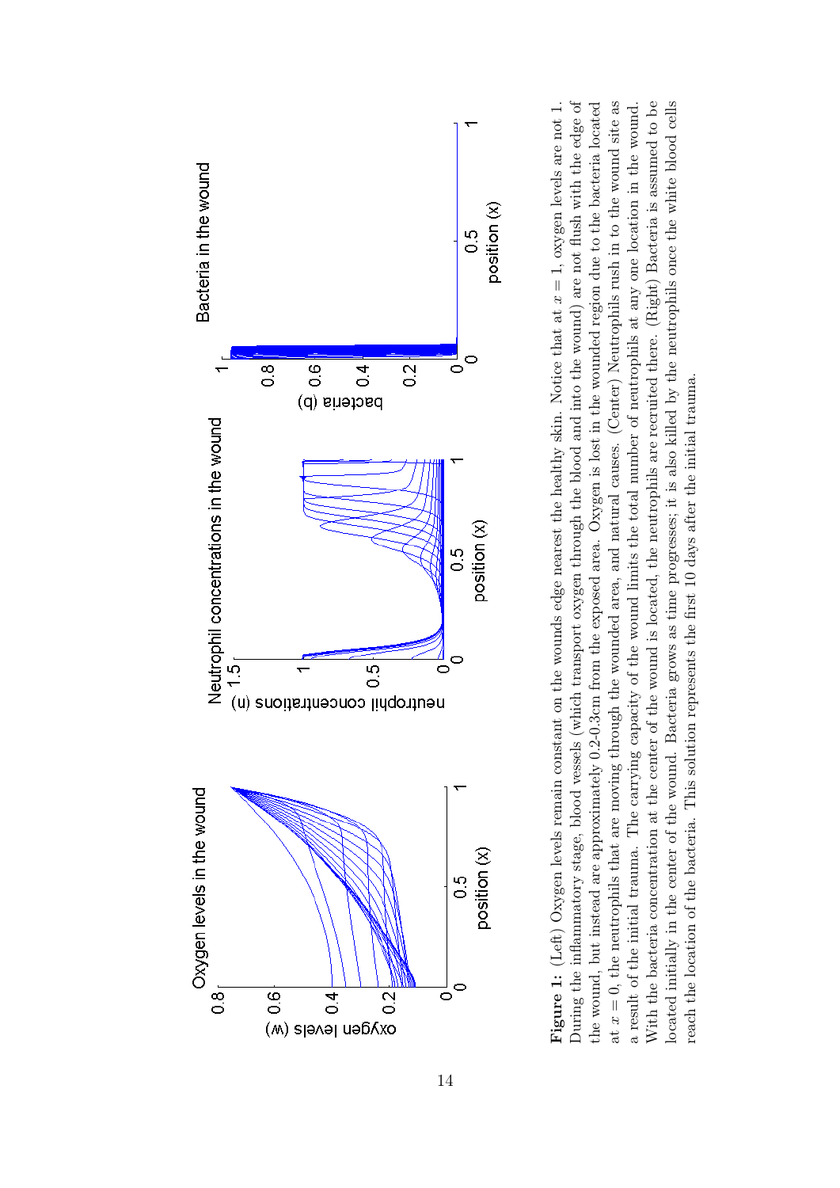**Figure 1:** (Left) Oxygen levels remain constant on the wounds edge nearest the healthy skin. Notice that at $x = 1$, oxygen levels are not 1. During the inflammatory stage, blood vessels (which transport oxygen through the blood and into the wound) are not flush with the edge of the wound, but instead are approximately 0.2-0.3cm from the exposed area. Oxygen is lost in the wounded region due to the bacteria located at $x = 0$, the neutrophils that are moving through the wounded area, and natural causes. (Center) Neutrophils rush in to the wound site as a result of the initial trauma. The carrying capacity of the wound limits the total number of neutrophils at any one location in the wound. With the bacteria concentration at the center of the wound is located, the neutrophils are recruited there. (Right) Bacteria is assumed to be located initially in the center of the wound. Bacteria grows as time progresses; it is also killed by the neutrophils once the white blood cells reach the location of the bacteria. This solution represents the first 10 days after the initial trauma.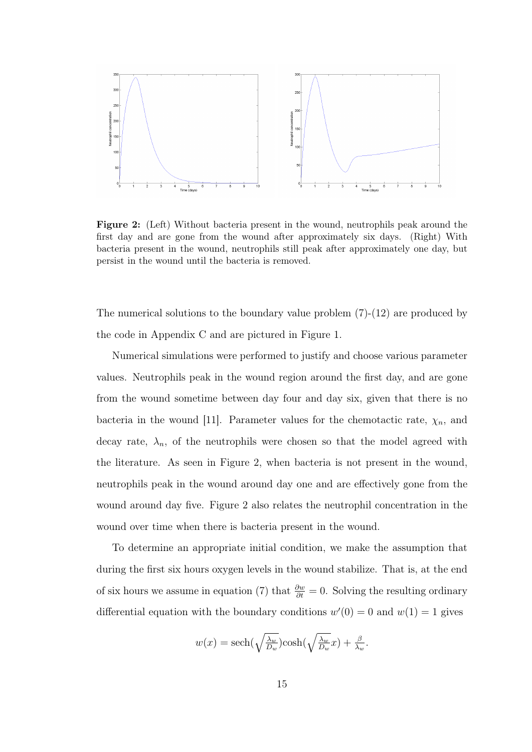**Figure 2:** (Left) Without bacteria present in the wound, neutrophils peak around the first day and are gone from the wound after approximately six days. (Right) With bacteria present in the wound, neutrophils still peak after approximately one day, but persist in the wound until the bacteria is removed.

The numerical solutions to the boundary value problem (7)-(12) are produced by the code in Appendix C and are pictured in Figure 1.

Numerical simulations were performed to justify and choose various parameter values. Neutrophils peak in the wound region around the first day, and are gone from the wound sometime between day four and day six, given that there is no bacteria in the wound [11]. Parameter values for the chemotactic rate, $\chi_n$, and decay rate, $\lambda_n$, of the neutrophils were chosen so that the model agreed with the literature. As seen in Figure 2, when bacteria is not present in the wound, neutrophils peak in the wound around day one and are effectively gone from the wound around day five. Figure 2 also relates the neutrophil concentration in the wound over time when there is bacteria present in the wound.

To determine an appropriate initial condition, we make the assumption that during the first six hours oxygen levels in the wound stabilize. That is, at the end of six hours we assume in equation (7) that $\frac{\partial w}{\partial t} = 0$. Solving the resulting ordinary differential equation with the boundary conditions $w'(0) = 0$ and $w(1) = 1$ gives

$$w(x) = \text{sech}(\sqrt{\tfrac{\lambda_w}{D_w}})\cosh(\sqrt{\tfrac{\lambda_w}{D_w}}x) + \tfrac{\beta}{\lambda_w}.$$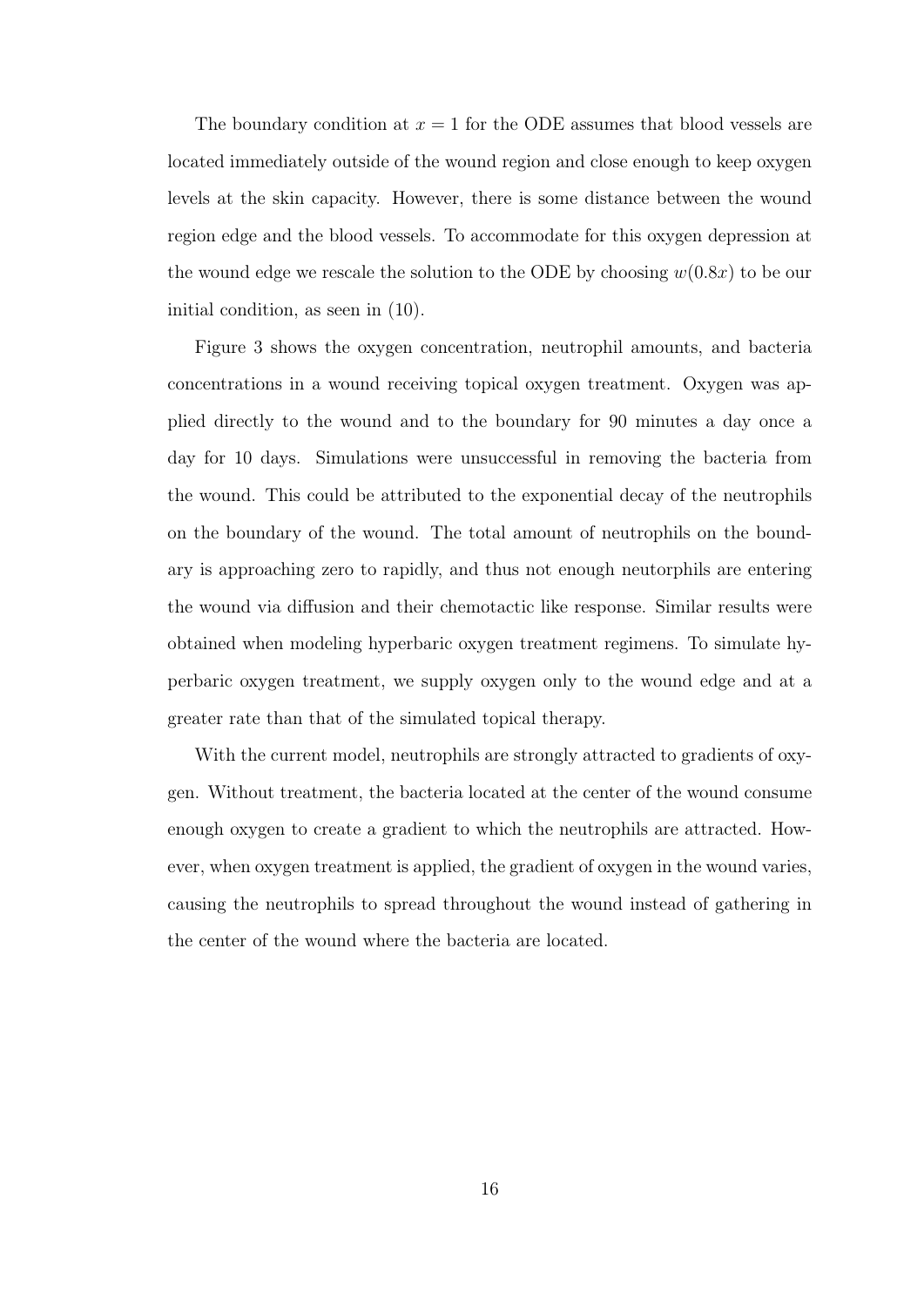The boundary condition at $x = 1$ for the ODE assumes that blood vessels are located immediately outside of the wound region and close enough to keep oxygen levels at the skin capacity. However, there is some distance between the wound region edge and the blood vessels. To accommodate for this oxygen depression at the wound edge we rescale the solution to the ODE by choosing $w(0.8x)$ to be our initial condition, as seen in (10).

Figure 3 shows the oxygen concentration, neutrophil amounts, and bacteria concentrations in a wound receiving topical oxygen treatment. Oxygen was applied directly to the wound and to the boundary for 90 minutes a day once a day for 10 days. Simulations were unsuccessful in removing the bacteria from the wound. This could be attributed to the exponential decay of the neutrophils on the boundary of the wound. The total amount of neutrophils on the boundary is approaching zero to rapidly, and thus not enough neutorphils are entering the wound via diffusion and their chemotactic like response. Similar results were obtained when modeling hyperbaric oxygen treatment regimens. To simulate hyperbaric oxygen treatment, we supply oxygen only to the wound edge and at a greater rate than that of the simulated topical therapy.

With the current model, neutrophils are strongly attracted to gradients of oxygen. Without treatment, the bacteria located at the center of the wound consume enough oxygen to create a gradient to which the neutrophils are attracted. However, when oxygen treatment is applied, the gradient of oxygen in the wound varies, causing the neutrophils to spread throughout the wound instead of gathering in the center of the wound where the bacteria are located.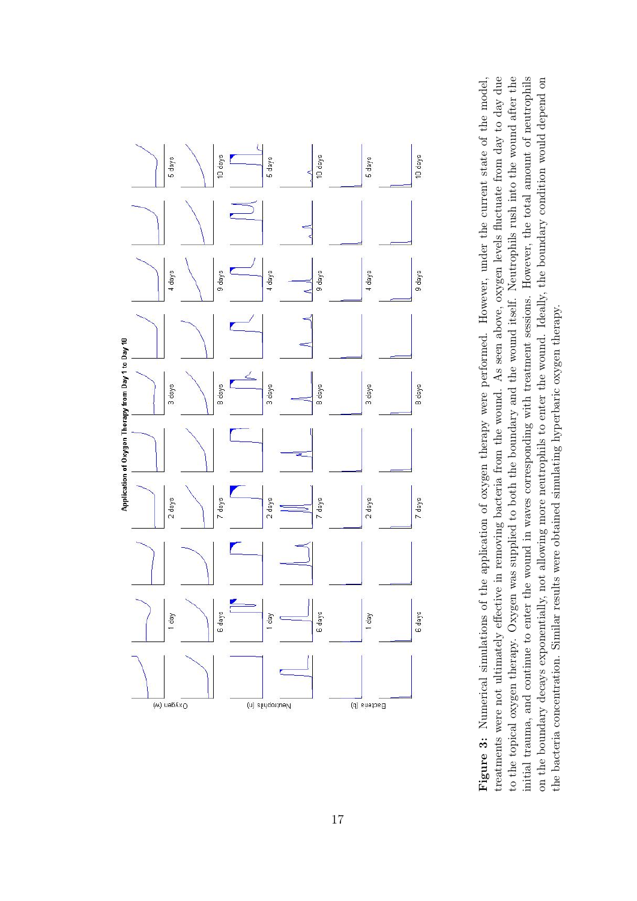**Figure 3:** Numerical simulations of the application of oxygen therapy were performed. However, under the current state of the model, treatments were not ultimately effective in removing bacteria from the wound. As seen above, oxygen levels fluctuate from day to day due to the topical oxygen therapy. Oxygen was supplied to both the boundary and the wound itself. Neutrophils rush into the wound after the initial trauma, and continue to enter the wound in waves corresponding with treatment sessions. However, the total amount of neutrophils on the boundary decays exponentially, not allowing more neutrophils to enter the wound. Ideally, the boundary condition would depend on the bacteria concentration. Similar results were obtained simulating hyperbaric oxygen therapy.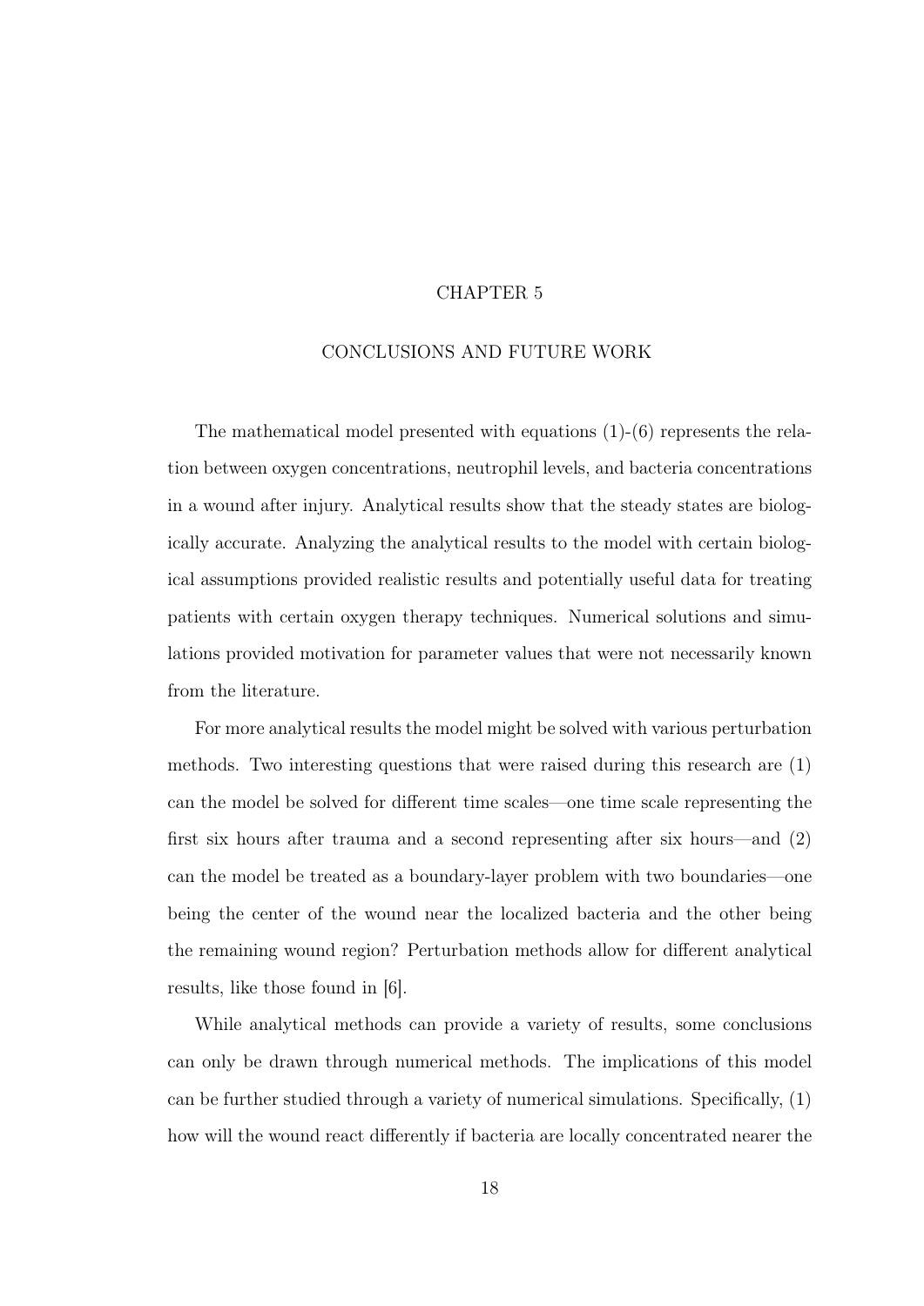# CHAPTER 5

## CONCLUSIONS AND FUTURE WORK

The mathematical model presented with equations (1)-(6) represents the relation between oxygen concentrations, neutrophil levels, and bacteria concentrations in a wound after injury. Analytical results show that the steady states are biologically accurate. Analyzing the analytical results to the model with certain biological assumptions provided realistic results and potentially useful data for treating patients with certain oxygen therapy techniques. Numerical solutions and simulations provided motivation for parameter values that were not necessarily known from the literature.

For more analytical results the model might be solved with various perturbation methods. Two interesting questions that were raised during this research are (1) can the model be solved for different time scales—one time scale representing the first six hours after trauma and a second representing after six hours—and (2) can the model be treated as a boundary-layer problem with two boundaries—one being the center of the wound near the localized bacteria and the other being the remaining wound region? Perturbation methods allow for different analytical results, like those found in [6].

While analytical methods can provide a variety of results, some conclusions can only be drawn through numerical methods. The implications of this model can be further studied through a variety of numerical simulations. Specifically, (1) how will the wound react differently if bacteria are locally concentrated nearer the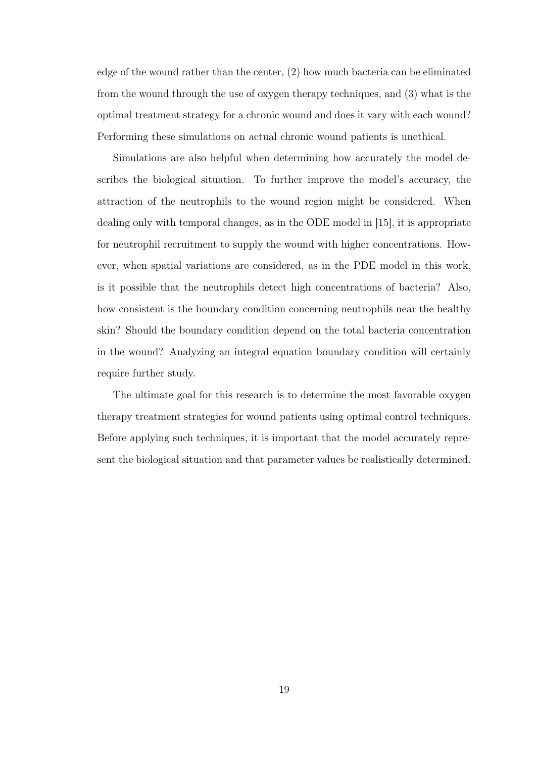edge of the wound rather than the center, (2) how much bacteria can be eliminated from the wound through the use of oxygen therapy techniques, and (3) what is the optimal treatment strategy for a chronic wound and does it vary with each wound? Performing these simulations on actual chronic wound patients is unethical.

Simulations are also helpful when determining how accurately the model describes the biological situation. To further improve the model's accuracy, the attraction of the neutrophils to the wound region might be considered. When dealing only with temporal changes, as in the ODE model in [15], it is appropriate for neutrophil recruitment to supply the wound with higher concentrations. However, when spatial variations are considered, as in the PDE model in this work, is it possible that the neutrophils detect high concentrations of bacteria? Also, how consistent is the boundary condition concerning neutrophils near the healthy skin? Should the boundary condition depend on the total bacteria concentration in the wound? Analyzing an integral equation boundary condition will certainly require further study.

The ultimate goal for this research is to determine the most favorable oxygen therapy treatment strategies for wound patients using optimal control techniques. Before applying such techniques, it is important that the model accurately represent the biological situation and that parameter values be realistically determined.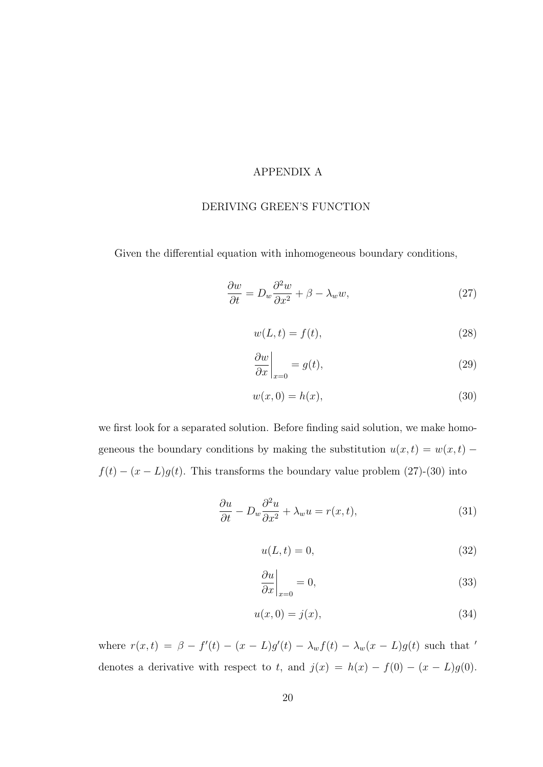# APPENDIX A

## DERIVING GREEN'S FUNCTION

Given the differential equation with inhomogeneous boundary conditions,

$$\frac{\partial w}{\partial t} = D_w \frac{\partial^2 w}{\partial x^2} + \beta - \lambda_w w, \tag{27}$$

$$w(L,t) = f(t), \tag{28}$$

$$\left.\frac{\partial w}{\partial x}\right|_{x=0} = g(t), \tag{29}$$

$$w(x,0) = h(x), \tag{30}$$

we first look for a separated solution. Before finding said solution, we make homogeneous the boundary conditions by making the substitution $u(x,t) = w(x,t) - f(t) - (x-L)g(t)$. This transforms the boundary value problem (27)-(30) into

$$\frac{\partial u}{\partial t} - D_w \frac{\partial^2 u}{\partial x^2} + \lambda_w u = r(x,t), \tag{31}$$

$$u(L,t) = 0, \tag{32}$$

$$\left.\frac{\partial u}{\partial x}\right|_{x=0} = 0, \tag{33}$$

$$u(x,0) = j(x), \tag{34}$$

where $r(x,t) = \beta - f'(t) - (x-L)g'(t) - \lambda_w f(t) - \lambda_w (x-L)g(t)$ such that $'$ denotes a derivative with respect to $t$, and $j(x) = h(x) - f(0) - (x-L)g(0)$.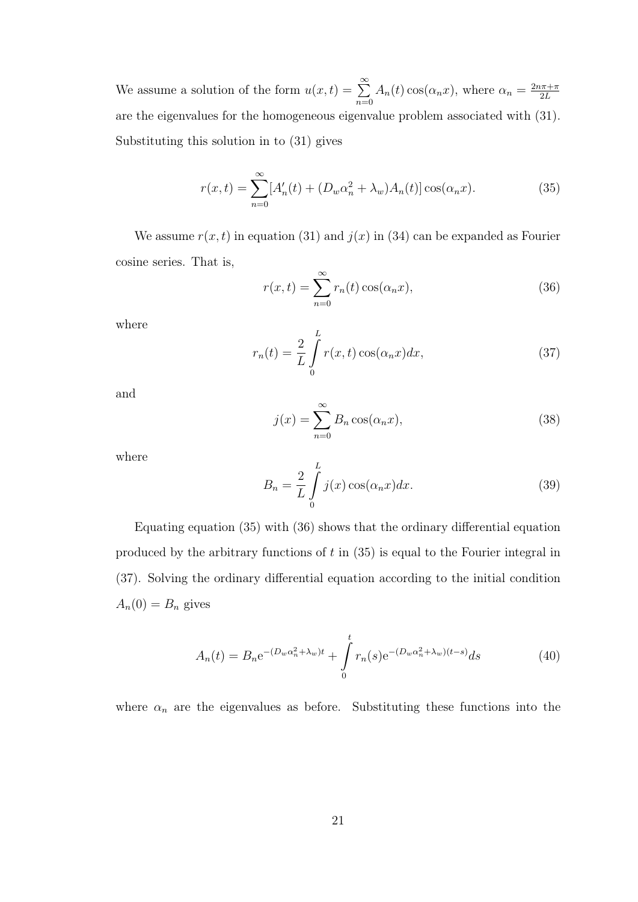We assume a solution of the form $u(x,t) = \sum_{n=0}^{\infty} A_n(t)\cos(\alpha_n x)$, where $\alpha_n = \frac{2n\pi+\pi}{2L}$ are the eigenvalues for the homogeneous eigenvalue problem associated with (31). Substituting this solution in to (31) gives

$$r(x,t) = \sum_{n=0}^{\infty} [A_n'(t) + (D_w \alpha_n^2 + \lambda_w) A_n(t)] \cos(\alpha_n x). \tag{35}$$

We assume $r(x,t)$ in equation (31) and $j(x)$ in (34) can be expanded as Fourier cosine series. That is,

$$r(x,t) = \sum_{n=0}^{\infty} r_n(t) \cos(\alpha_n x), \tag{36}$$

where

$$r_n(t) = \frac{2}{L} \int_0^L r(x,t) \cos(\alpha_n x) dx, \tag{37}$$

and

$$j(x) = \sum_{n=0}^{\infty} B_n \cos(\alpha_n x), \tag{38}$$

where

$$B_n = \frac{2}{L} \int_0^L j(x) \cos(\alpha_n x) dx. \tag{39}$$

Equating equation (35) with (36) shows that the ordinary differential equation produced by the arbitrary functions of $t$ in (35) is equal to the Fourier integral in (37). Solving the ordinary differential equation according to the initial condition $A_n(0) = B_n$ gives

$$A_n(t) = B_n \mathrm{e}^{-(D_w \alpha_n^2 + \lambda_w)t} + \int_0^t r_n(s) \mathrm{e}^{-(D_w \alpha_n^2 + \lambda_w)(t-s)} ds \tag{40}$$

where $\alpha_n$ are the eigenvalues as before. Substituting these functions into the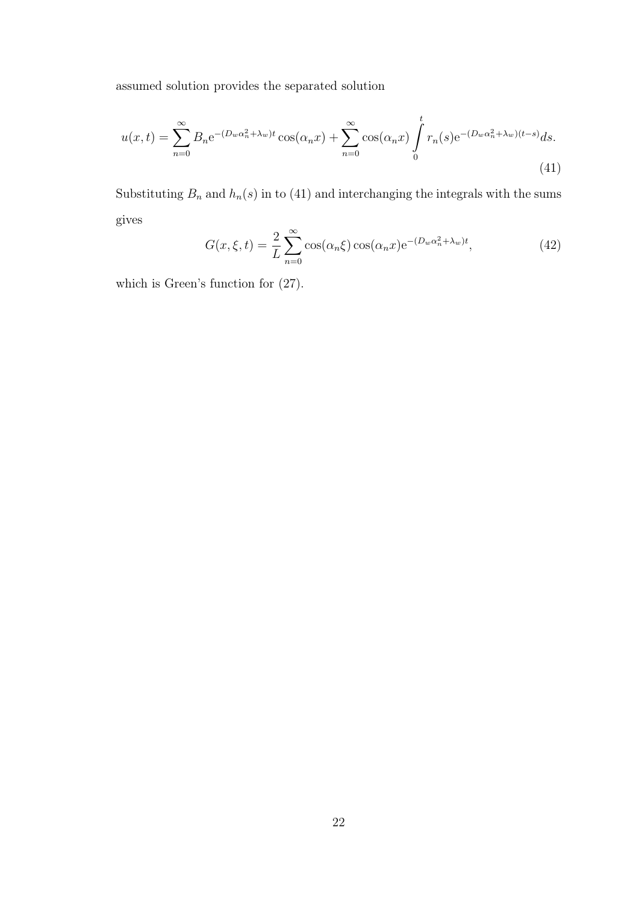assumed solution provides the separated solution

$$u(x,t) = \sum_{n=0}^{\infty} B_n \mathrm{e}^{-(D_w \alpha_n^2 + \lambda_w)t} \cos(\alpha_n x) + \sum_{n=0}^{\infty} \cos(\alpha_n x) \int\limits_0^t r_n(s) \mathrm{e}^{-(D_w \alpha_n^2 + \lambda_w)(t-s)} ds. \tag{41}$$

Substituting $B_n$ and $h_n(s)$ in to (41) and interchanging the integrals with the sums gives

$$G(x,\xi,t) = \frac{2}{L} \sum_{n=0}^{\infty} \cos(\alpha_n \xi) \cos(\alpha_n x) \mathrm{e}^{-(D_w \alpha_n^2 + \lambda_w)t}, \tag{42}$$

which is Green's function for (27).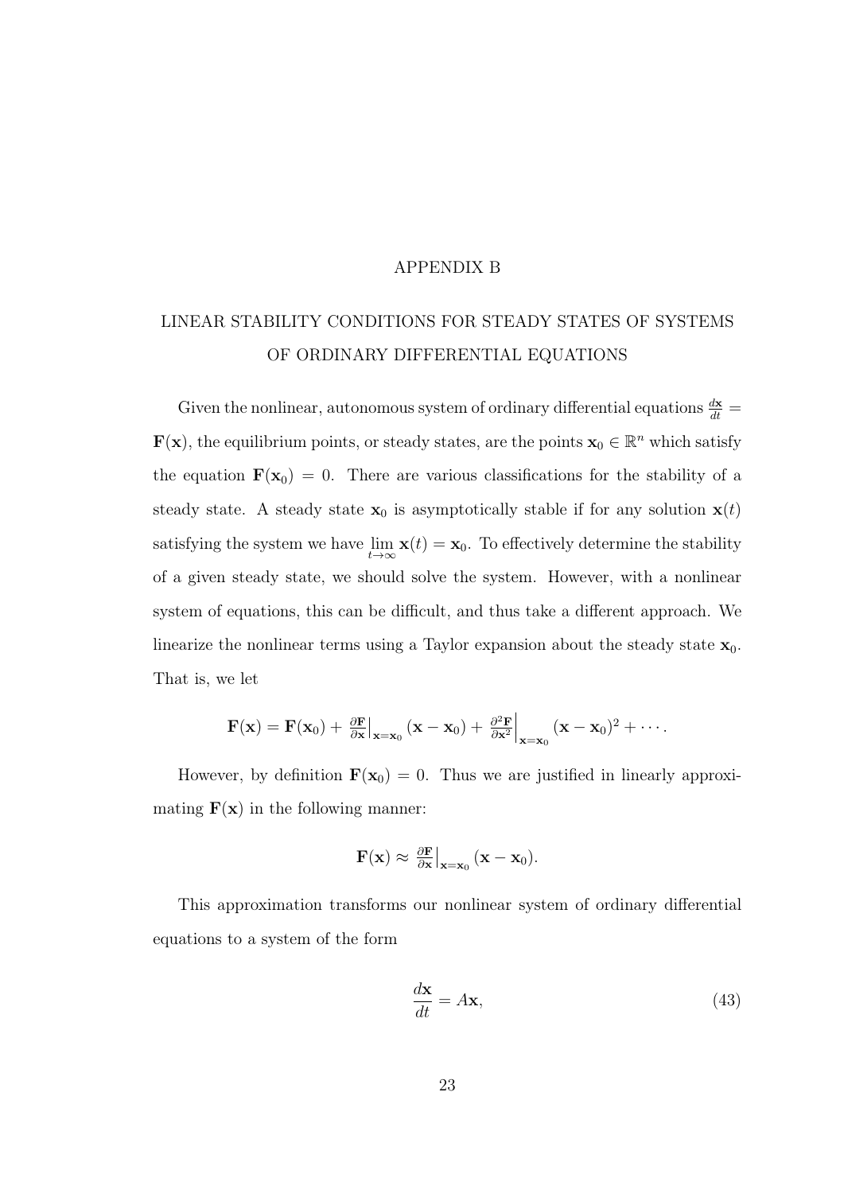# APPENDIX B

## LINEAR STABILITY CONDITIONS FOR STEADY STATES OF SYSTEMS OF ORDINARY DIFFERENTIAL EQUATIONS

Given the nonlinear, autonomous system of ordinary differential equations $\frac{d\mathbf{x}}{dt} = \mathbf{F}(\mathbf{x})$, the equilibrium points, or steady states, are the points $\mathbf{x}_0 \in \mathbb{R}^n$ which satisfy the equation $\mathbf{F}(\mathbf{x}_0) = 0$. There are various classifications for the stability of a steady state. A steady state $\mathbf{x}_0$ is asymptotically stable if for any solution $\mathbf{x}(t)$ satisfying the system we have $\lim_{t\to\infty} \mathbf{x}(t) = \mathbf{x}_0$. To effectively determine the stability of a given steady state, we should solve the system. However, with a nonlinear system of equations, this can be difficult, and thus take a different approach. We linearize the nonlinear terms using a Taylor expansion about the steady state $\mathbf{x}_0$. That is, we let

$$\mathbf{F}(\mathbf{x}) = \mathbf{F}(\mathbf{x}_0) + \left.\frac{\partial \mathbf{F}}{\partial \mathbf{x}}\right|_{\mathbf{x}=\mathbf{x}_0} (\mathbf{x} - \mathbf{x}_0) + \left.\frac{\partial^2 \mathbf{F}}{\partial \mathbf{x}^2}\right|_{\mathbf{x}=\mathbf{x}_0} (\mathbf{x} - \mathbf{x}_0)^2 + \cdots.$$

However, by definition $\mathbf{F}(\mathbf{x}_0) = 0$. Thus we are justified in linearly approximating $\mathbf{F}(\mathbf{x})$ in the following manner:

$$\mathbf{F}(\mathbf{x}) \approx \left.\frac{\partial \mathbf{F}}{\partial \mathbf{x}}\right|_{\mathbf{x}=\mathbf{x}_0} (\mathbf{x} - \mathbf{x}_0).$$

This approximation transforms our nonlinear system of ordinary differential equations to a system of the form

$$\frac{d\mathbf{x}}{dt} = A\mathbf{x}, \tag{43}$$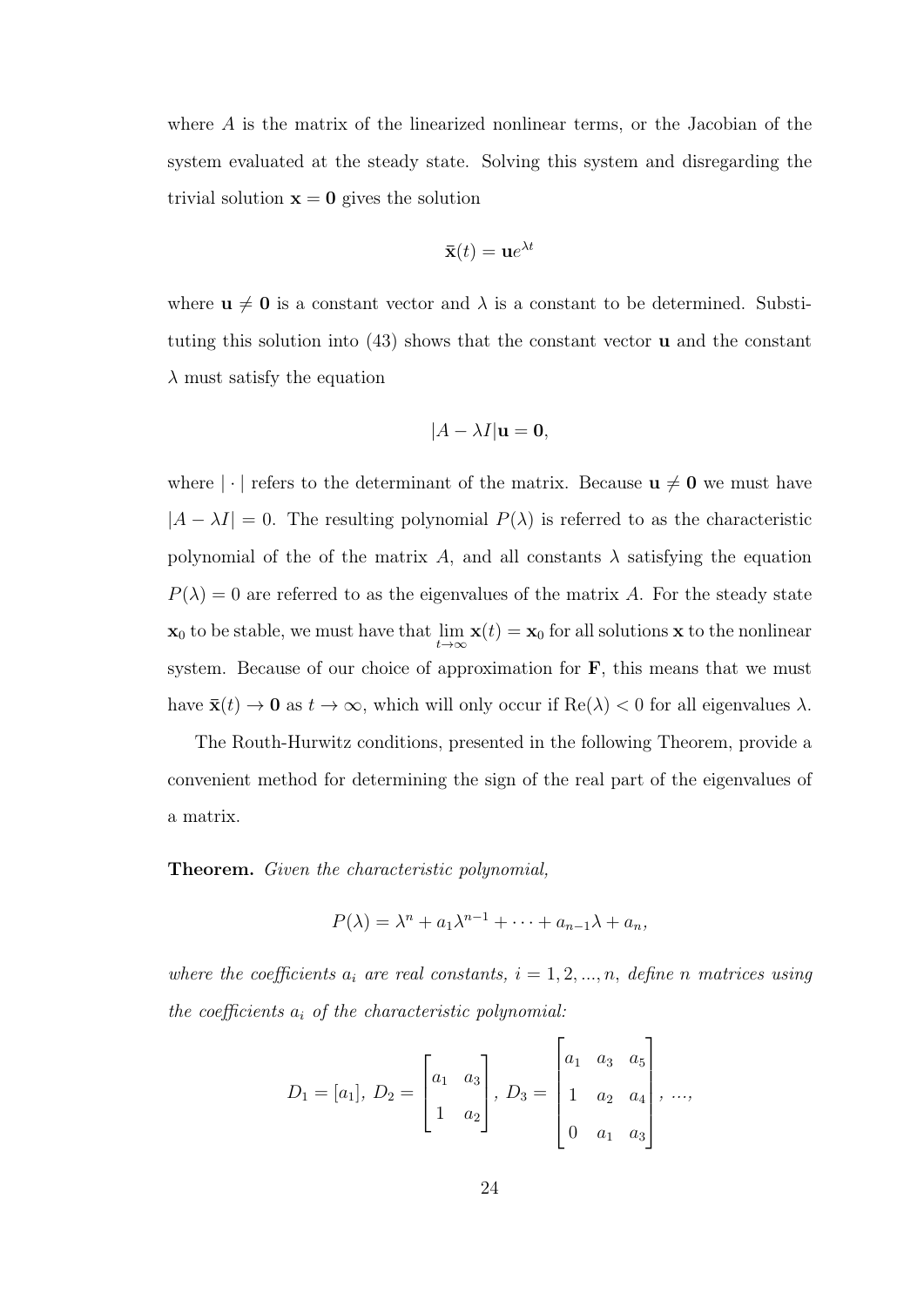where $A$ is the matrix of the linearized nonlinear terms, or the Jacobian of the system evaluated at the steady state. Solving this system and disregarding the trivial solution $\mathbf{x} = \mathbf{0}$ gives the solution

$$\bar{\mathbf{x}}(t) = \mathbf{u}e^{\lambda t}$$

where $\mathbf{u} \neq \mathbf{0}$ is a constant vector and $\lambda$ is a constant to be determined. Substituting this solution into (43) shows that the constant vector $\mathbf{u}$ and the constant $\lambda$ must satisfy the equation

$$|A - \lambda I|\mathbf{u} = \mathbf{0},$$

where $|\cdot|$ refers to the determinant of the matrix. Because $\mathbf{u} \neq \mathbf{0}$ we must have $|A - \lambda I| = 0$. The resulting polynomial $P(\lambda)$ is referred to as the characteristic polynomial of the of the matrix $A$, and all constants $\lambda$ satisfying the equation $P(\lambda) = 0$ are referred to as the eigenvalues of the matrix $A$. For the steady state $\mathbf{x}_0$ to be stable, we must have that $\lim_{t\to\infty} \mathbf{x}(t) = \mathbf{x}_0$ for all solutions $\mathbf{x}$ to the nonlinear system. Because of our choice of approximation for $\mathbf{F}$, this means that we must have $\bar{\mathbf{x}}(t) \to \mathbf{0}$ as $t \to \infty$, which will only occur if $\mathrm{Re}(\lambda) < 0$ for all eigenvalues $\lambda$.

The Routh-Hurwitz conditions, presented in the following Theorem, provide a convenient method for determining the sign of the real part of the eigenvalues of a matrix.

**Theorem.** *Given the characteristic polynomial,*

$$P(\lambda) = \lambda^n + a_1\lambda^{n-1} + \cdots + a_{n-1}\lambda + a_n,$$

*where the coefficients $a_i$ are real constants, $i = 1, 2, ..., n$, define $n$ matrices using the coefficients $a_i$ of the characteristic polynomial:*

$$D_1 = [a_1],\ D_2 = \begin{bmatrix} a_1 & a_3 \\ 1 & a_2 \end{bmatrix},\ D_3 = \begin{bmatrix} a_1 & a_3 & a_5 \\ 1 & a_2 & a_4 \\ 0 & a_1 & a_3 \end{bmatrix},\ ...,$$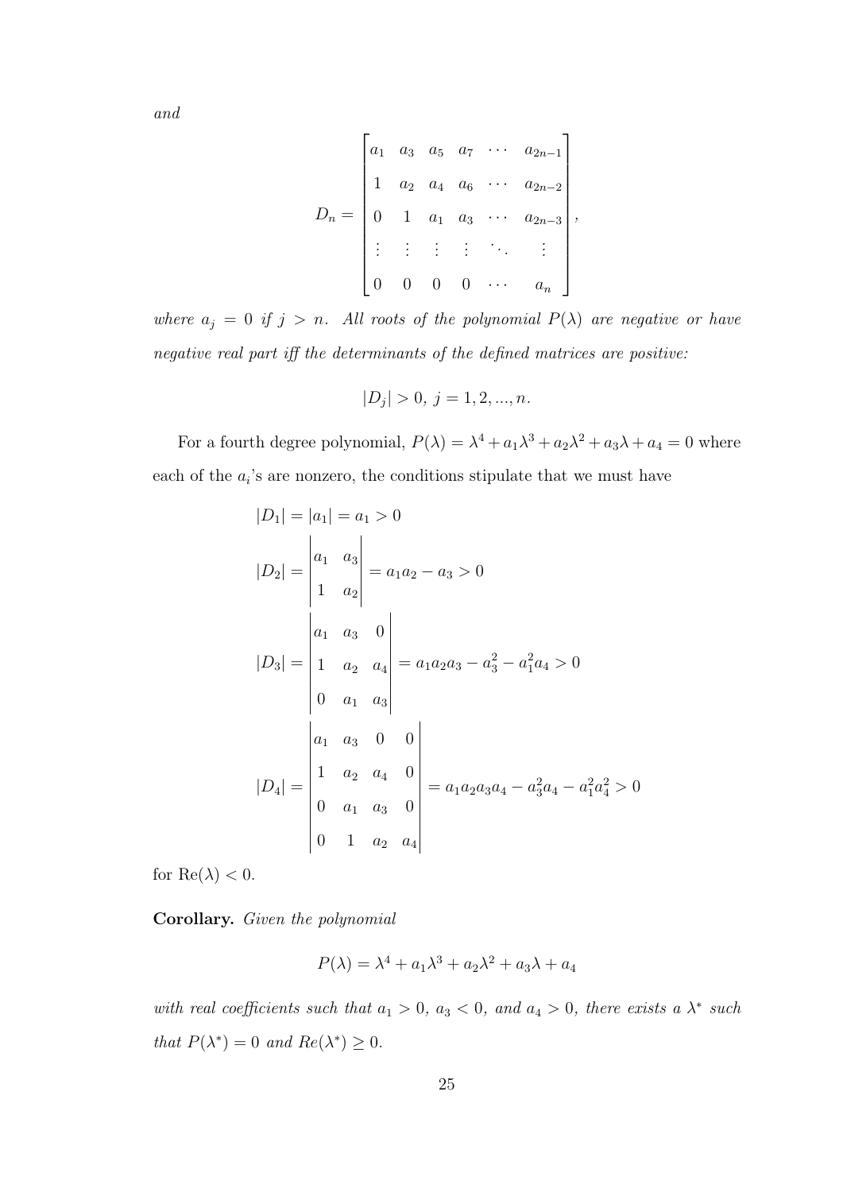*and*

$$D_n = \begin{bmatrix} a_1 & a_3 & a_5 & a_7 & \cdots & a_{2n-1} \\ 1 & a_2 & a_4 & a_6 & \cdots & a_{2n-2} \\ 0 & 1 & a_1 & a_3 & \cdots & a_{2n-3} \\ \vdots & \vdots & \vdots & \vdots & \ddots & \vdots \\ 0 & 0 & 0 & 0 & \cdots & a_n \end{bmatrix},$$

*where $a_j = 0$ if $j > n$. All roots of the polynomial $P(\lambda)$ are negative or have negative real part iff the determinants of the defined matrices are positive:*

$$|D_j| > 0, \; j = 1, 2, ..., n.$$

For a fourth degree polynomial, $P(\lambda) = \lambda^4 + a_1\lambda^3 + a_2\lambda^2 + a_3\lambda + a_4 = 0$ where each of the $a_i$'s are nonzero, the conditions stipulate that we must have

$$|D_1| = |a_1| = a_1 > 0$$

$$|D_2| = \begin{vmatrix} a_1 & a_3 \\ 1 & a_2 \end{vmatrix} = a_1a_2 - a_3 > 0$$

$$|D_3| = \begin{vmatrix} a_1 & a_3 & 0 \\ 1 & a_2 & a_4 \\ 0 & a_1 & a_3 \end{vmatrix} = a_1a_2a_3 - a_3^2 - a_1^2a_4 > 0$$

$$|D_4| = \begin{vmatrix} a_1 & a_3 & 0 & 0 \\ 1 & a_2 & a_4 & 0 \\ 0 & a_1 & a_3 & 0 \\ 0 & 1 & a_2 & a_4 \end{vmatrix} = a_1a_2a_3a_4 - a_3^2a_4 - a_1^2a_4^2 > 0$$

for $\text{Re}(\lambda) < 0$.

**Corollary.** *Given the polynomial*

$$P(\lambda) = \lambda^4 + a_1\lambda^3 + a_2\lambda^2 + a_3\lambda + a_4$$

*with real coefficients such that $a_1 > 0$, $a_3 < 0$, and $a_4 > 0$, there exists a $\lambda^*$ such that $P(\lambda^*) = 0$ and $Re(\lambda^*) \geq 0$.*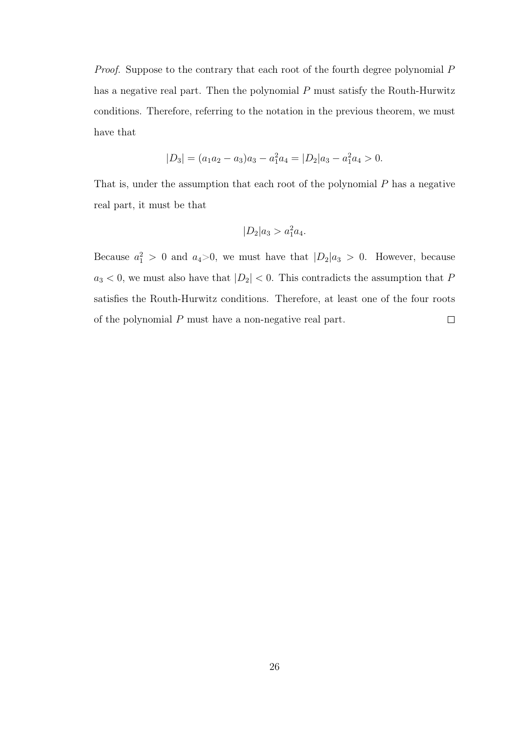*Proof.* Suppose to the contrary that each root of the fourth degree polynomial $P$ has a negative real part. Then the polynomial $P$ must satisfy the Routh-Hurwitz conditions. Therefore, referring to the notation in the previous theorem, we must have that

$$|D_3| = (a_1 a_2 - a_3)a_3 - a_1^2 a_4 = |D_2|a_3 - a_1^2 a_4 > 0.$$

That is, under the assumption that each root of the polynomial $P$ has a negative real part, it must be that

$$|D_2|a_3 > a_1^2 a_4.$$

Because $a_1^2 > 0$ and $a_4 > 0$, we must have that $|D_2|a_3 > 0$. However, because $a_3 < 0$, we must also have that $|D_2| < 0$. This contradicts the assumption that $P$ satisfies the Routh-Hurwitz conditions. Therefore, at least one of the four roots of the polynomial $P$ must have a non-negative real part. □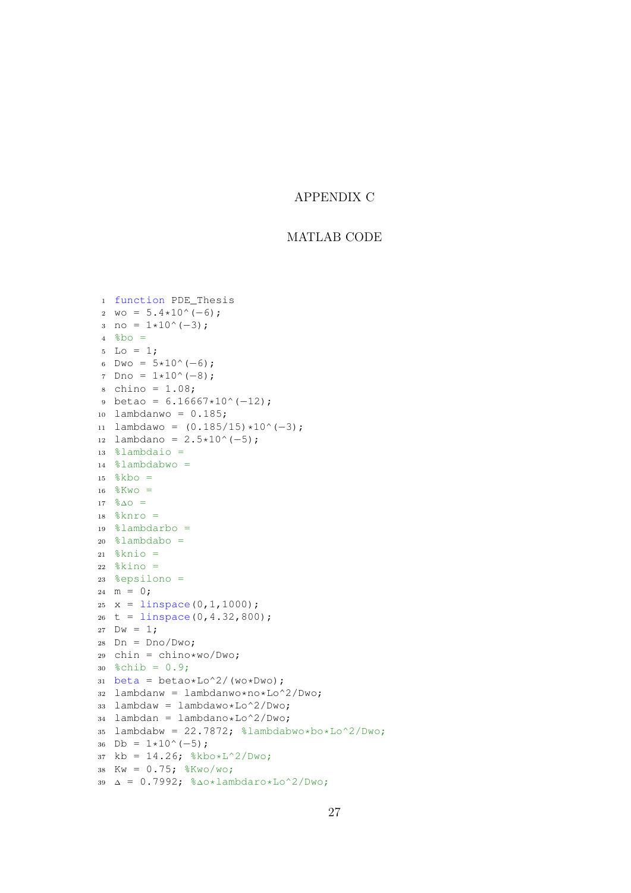# APPENDIX C

## MATLAB CODE

```
function PDE_Thesis
wo = 5.4*10^(-6);
no = 1*10^(-3);
%bo =
Lo = 1;
Dwo = 5*10^(-6);
Dno = 1*10^(-8);
chino = 1.08;
betao = 6.16667*10^(-12);
lambdanwo = 0.185;
lambdawo = (0.185/15)*10^(-3);
lambdano = 2.5*10^(-5);
%lambdaio =
%lambdabwo =
%kbo =
%Kwo =
%Δo =
%knro =
%lambdarbo =
%lambdabo =
%knio =
%kino =
%epsilono =
m = 0;
x = linspace(0,1,1000);
t = linspace(0,4.32,800);
Dw = 1;
Dn = Dno/Dwo;
chin = chino*wo/Dwo;
%chib = 0.9;
beta = betao*Lo^2/(wo*Dwo);
lambdanw = lambdanwo*no*Lo^2/Dwo;
lambdaw = lambdawo*Lo^2/Dwo;
lambdan = lambdano*Lo^2/Dwo;
lambdabw = 22.7872; %lambdabwo*bo*Lo^2/Dwo;
Db = 1*10^(-5);
kb = 14.26; %kbo*L^2/Dwo;
Kw = 0.75; %Kwo/wo;
Δ = 0.7992; %Δo*lambdaro*Lo^2/Dwo;
```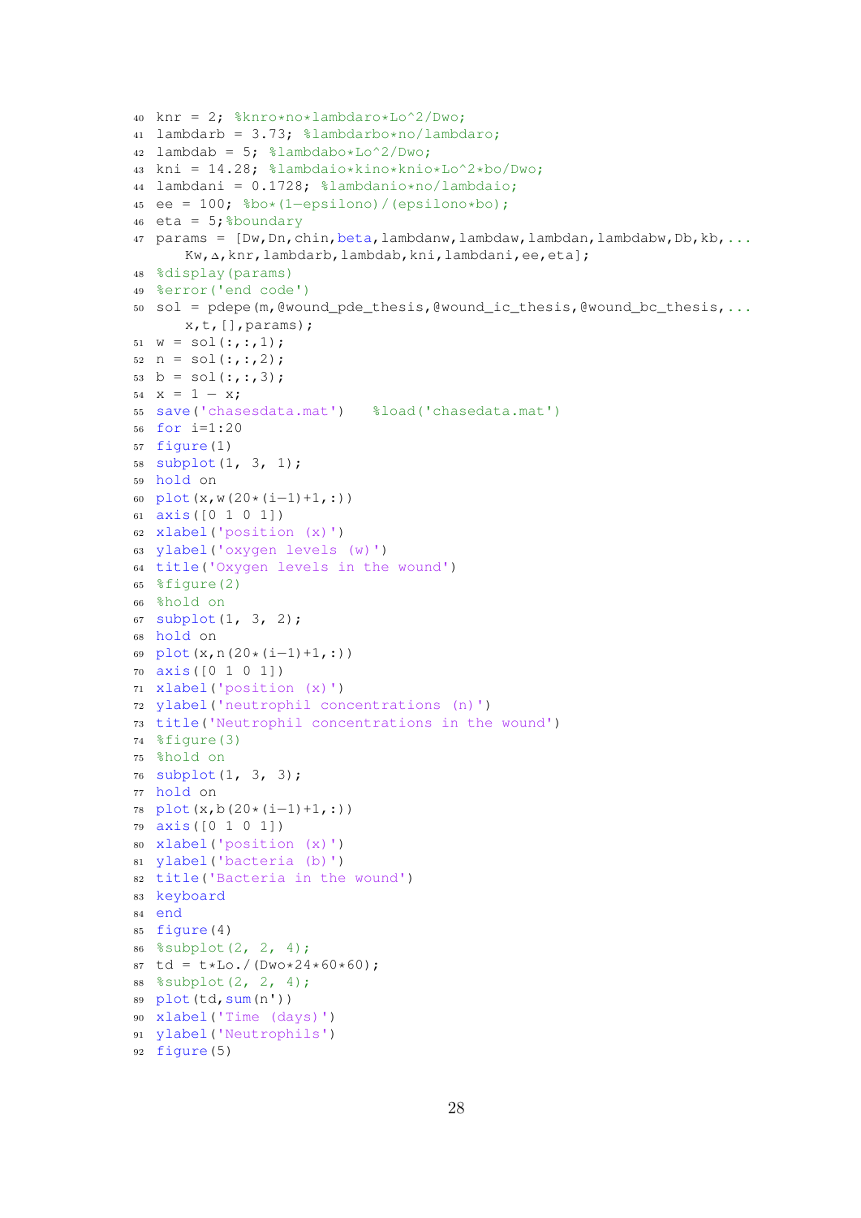```
40 knr = 2; %knro*no*lambdaro*Lo^2/Dwo;
41 lambdarb = 3.73; %lambdarbo*no/lambdaro;
42 lambdab = 5; %lambdabo*Lo^2/Dwo;
43 kni = 14.28; %lambdaio*kino*knio*Lo^2*bo/Dwo;
44 lambdani = 0.1728; %lambdanio*no/lambdaio;
45 ee = 100; %bo*(1-epsilono)/(epsilono*bo);
46 eta = 5;%boundary
47 params = [Dw,Dn,chin,beta,lambdanw,lambdaw,lambdan,lambdabw,Db,kb,...
      Kw,Δ,knr,lambdarb,lambdab,kni,lambdani,ee,eta];
48 %display(params)
49 %error('end code')
50 sol = pdepe(m,@wound_pde_thesis,@wound_ic_thesis,@wound_bc_thesis,...
      x,t,[],params);
51 w = sol(:,:,1);
52 n = sol(:,:,2);
53 b = sol(:,:,3);
54 x = 1 - x;
55 save('chasesdata.mat')    %load('chasedata.mat')
56 for i=1:20
57 figure(1)
58 subplot(1, 3, 1);
59 hold on
60 plot(x,w(20*(i-1)+1,:))
61 axis([0 1 0 1])
62 xlabel('position (x)')
63 ylabel('oxygen levels (w)')
64 title('Oxygen levels in the wound')
65 %figure(2)
66 %hold on
67 subplot(1, 3, 2);
68 hold on
69 plot(x,n(20*(i-1)+1,:))
70 axis([0 1 0 1])
71 xlabel('position (x)')
72 ylabel('neutrophil concentrations (n)')
73 title('Neutrophil concentrations in the wound')
74 %figure(3)
75 %hold on
76 subplot(1, 3, 3);
77 hold on
78 plot(x,b(20*(i-1)+1,:))
79 axis([0 1 0 1])
80 xlabel('position (x)')
81 ylabel('bacteria (b)')
82 title('Bacteria in the wound')
83 keyboard
84 end
85 figure(4)
86 %subplot(2, 2, 4);
87 td = t*Lo./(Dwo*24*60*60);
88 %subplot(2, 2, 4);
89 plot(td,sum(n'))
90 xlabel('Time (days)')
91 ylabel('Neutrophils')
92 figure(5)
```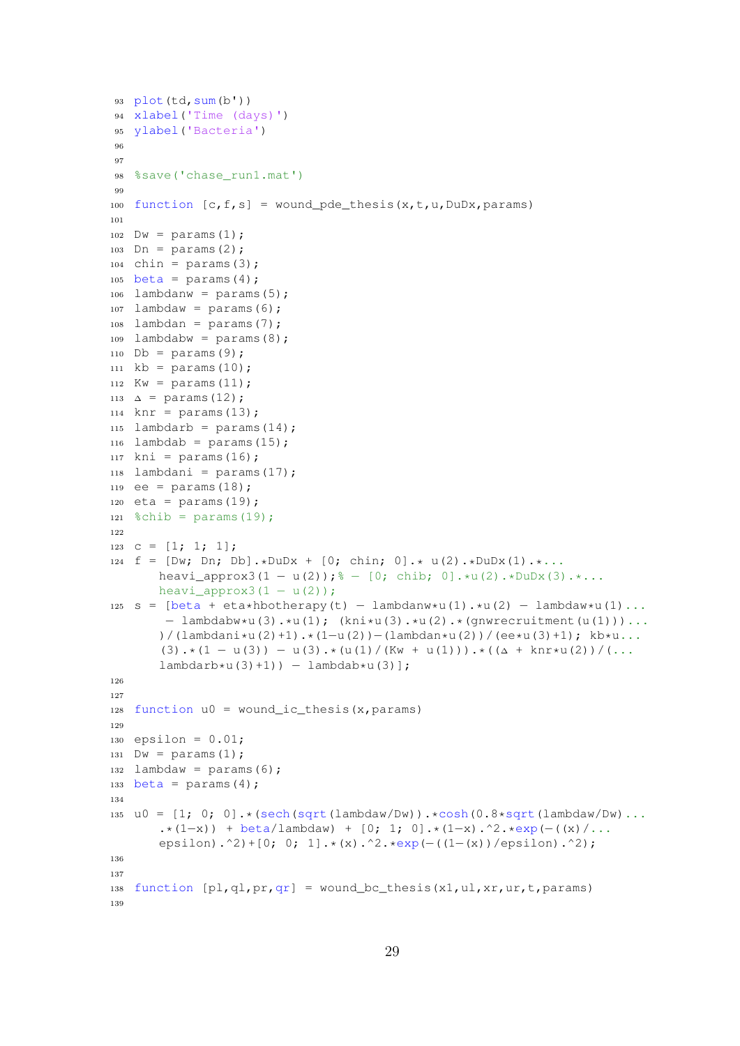```
93 plot(td,sum(b'))
94 xlabel('Time (days)')
95 ylabel('Bacteria')
96
97
98 %save('chase_run1.mat')
99
100 function [c,f,s] = wound_pde_thesis(x,t,u,DuDx,params)
101
102 Dw = params(1);
103 Dn = params(2);
104 chin = params(3);
105 beta = params(4);
106 lambdanw = params(5);
107 lambdaw = params(6);
108 lambdan = params(7);
109 lambdabw = params(8);
110 Db = params(9);
111 kb = params(10);
112 Kw = params(11);
113 Δ = params(12);
114 knr = params(13);
115 lambdarb = params(14);
116 lambdab = params(15);
117 kni = params(16);
118 lambdani = params(17);
119 ee = params(18);
120 eta = params(19);
121 %chib = params(19);
122
123 c = [1; 1; 1];
124 f = [Dw; Dn; Db].*DuDx + [0; chin; 0].* u(2).*DuDx(1).*...
      heavi_approx3(1 − u(2));% − [0; chib; 0].*u(2).*DuDx(3).*...
      heavi_approx3(1 − u(2));
125 s = [beta + eta*hbotherapy(t) − lambdanw*u(1).*u(2) − lambdaw*u(1)...
      − lambdabw*u(3).*u(1); (kni*u(3).*u(2).*(gnwrecruitment(u(1)))...
      )/(lambdani*u(2)+1).*(1−u(2))−(lambdan*u(2))/(ee*u(3)+1); kb*u...
      (3).*(1 − u(3)) − u(3).*(u(1)/(Kw + u(1))).*((Δ + knr*u(2))/(...
      lambdarb*u(3)+1)) − lambdab*u(3)];
126
127
128 function u0 = wound_ic_thesis(x,params)
129
130 epsilon = 0.01;
131 Dw = params(1);
132 lambdaw = params(6);
133 beta = params(4);
134
135 u0 = [1; 0; 0].*(sech(sqrt(lambdaw/Dw)).*cosh(0.8*sqrt(lambdaw/Dw)...
      .*(1−x)) + beta/lambdaw) + [0; 1; 0].*(1−x).^2.*exp(−((x)/...
      epsilon).^2)+[0; 0; 1].*(x).^2.*exp(−((1−(x))/epsilon).^2);
136
137
138 function [pl,ql,pr,qr] = wound_bc_thesis(xl,ul,xr,ur,t,params)
139
```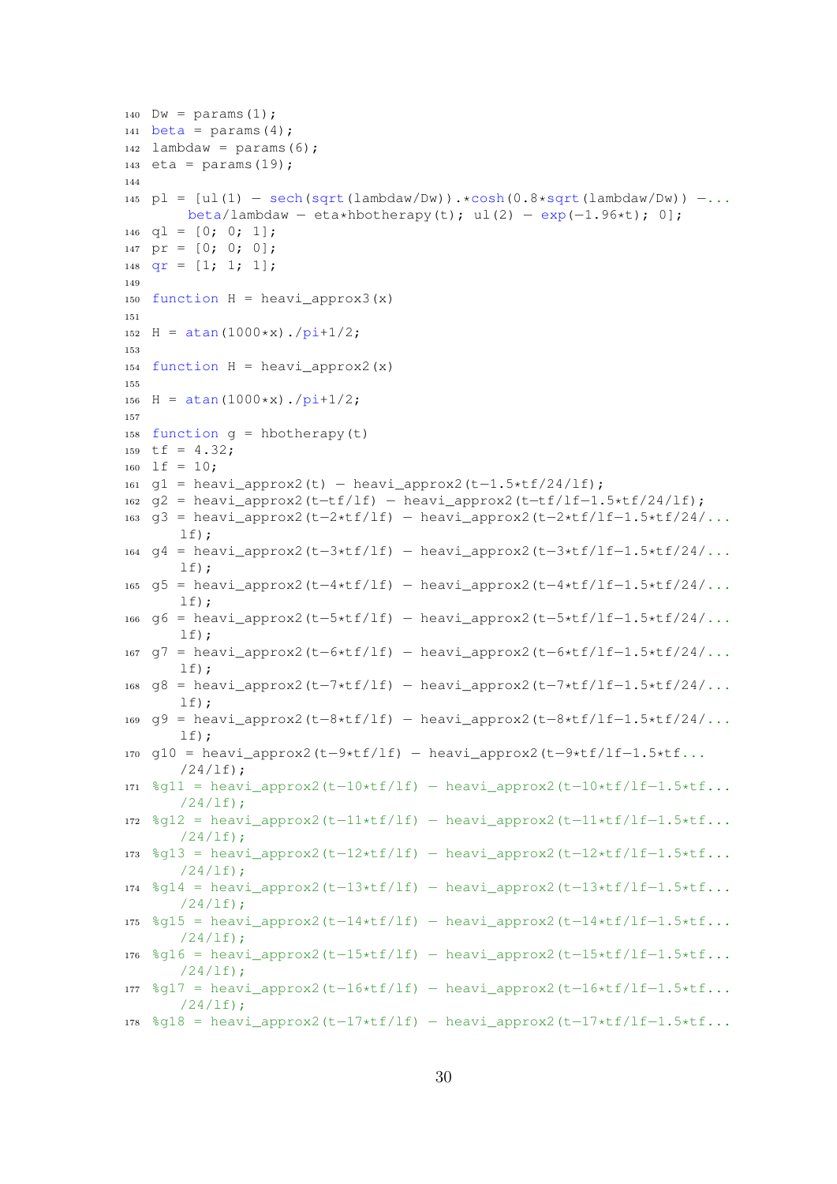```
140 Dw = params(1);
141 beta = params(4);
142 lambdaw = params(6);
143 eta = params(19);
144 
145 pl = [ul(1) - sech(sqrt(lambdaw/Dw)).*cosh(0.8*sqrt(lambdaw/Dw)) -...
        beta/lambdaw - eta*hbotherapy(t); ul(2) - exp(-1.96*t); 0];
146 ql = [0; 0; 1];
147 pr = [0; 0; 0];
148 qr = [1; 1; 1];
149 
150 function H = heavi_approx3(x)
151 
152 H = atan(1000*x)./pi+1/2;
153 
154 function H = heavi_approx2(x)
155 
156 H = atan(1000*x)./pi+1/2;
157 
158 function g = hbotherapy(t)
159 tf = 4.32;
160 lf = 10;
161 g1 = heavi_approx2(t) - heavi_approx2(t-1.5*tf/24/lf);
162 g2 = heavi_approx2(t-tf/lf) - heavi_approx2(t-tf/lf-1.5*tf/24/lf);
163 g3 = heavi_approx2(t-2*tf/lf) - heavi_approx2(t-2*tf/lf-1.5*tf/24/...
        lf);
164 g4 = heavi_approx2(t-3*tf/lf) - heavi_approx2(t-3*tf/lf-1.5*tf/24/...
        lf);
165 g5 = heavi_approx2(t-4*tf/lf) - heavi_approx2(t-4*tf/lf-1.5*tf/24/...
        lf);
166 g6 = heavi_approx2(t-5*tf/lf) - heavi_approx2(t-5*tf/lf-1.5*tf/24/...
        lf);
167 g7 = heavi_approx2(t-6*tf/lf) - heavi_approx2(t-6*tf/lf-1.5*tf/24/...
        lf);
168 g8 = heavi_approx2(t-7*tf/lf) - heavi_approx2(t-7*tf/lf-1.5*tf/24/...
        lf);
169 g9 = heavi_approx2(t-8*tf/lf) - heavi_approx2(t-8*tf/lf-1.5*tf/24/...
        lf);
170 g10 = heavi_approx2(t-9*tf/lf) - heavi_approx2(t-9*tf/lf-1.5*tf...
        /24/lf);
171 %g11 = heavi_approx2(t-10*tf/lf) - heavi_approx2(t-10*tf/lf-1.5*tf...
        /24/lf);
172 %g12 = heavi_approx2(t-11*tf/lf) - heavi_approx2(t-11*tf/lf-1.5*tf...
        /24/lf);
173 %g13 = heavi_approx2(t-12*tf/lf) - heavi_approx2(t-12*tf/lf-1.5*tf...
        /24/lf);
174 %g14 = heavi_approx2(t-13*tf/lf) - heavi_approx2(t-13*tf/lf-1.5*tf...
        /24/lf);
175 %g15 = heavi_approx2(t-14*tf/lf) - heavi_approx2(t-14*tf/lf-1.5*tf...
        /24/lf);
176 %g16 = heavi_approx2(t-15*tf/lf) - heavi_approx2(t-15*tf/lf-1.5*tf...
        /24/lf);
177 %g17 = heavi_approx2(t-16*tf/lf) - heavi_approx2(t-16*tf/lf-1.5*tf...
        /24/lf);
178 %g18 = heavi_approx2(t-17*tf/lf) - heavi_approx2(t-17*tf/lf-1.5*tf...
```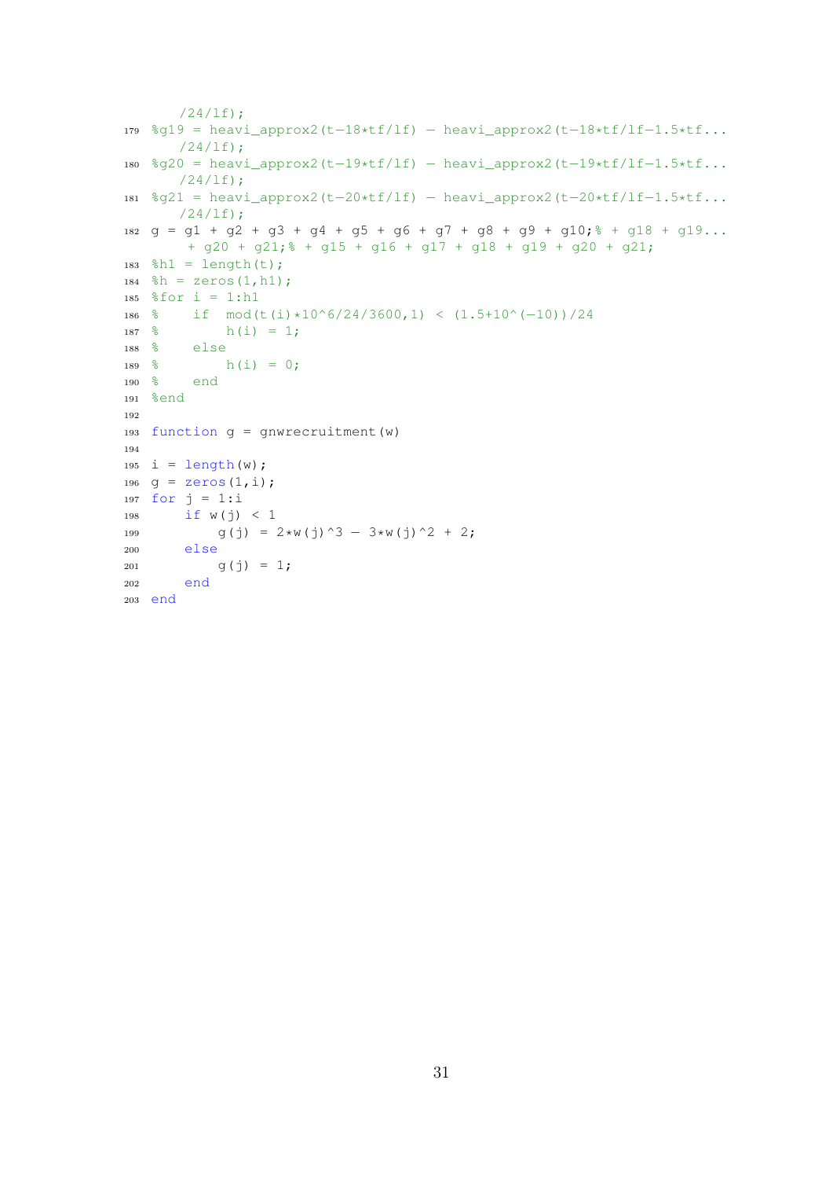```
    /24/lf);
179 %g19 = heavi_approx2(t-18*tf/lf) - heavi_approx2(t-18*tf/lf-1.5*tf...
    /24/lf);
180 %g20 = heavi_approx2(t-19*tf/lf) - heavi_approx2(t-19*tf/lf-1.5*tf...
    /24/lf);
181 %g21 = heavi_approx2(t-20*tf/lf) - heavi_approx2(t-20*tf/lf-1.5*tf...
    /24/lf);
182 g = g1 + g2 + g3 + g4 + g5 + g6 + g7 + g8 + g9 + g10;% + g18 + g19...
     + g20 + g21;% + g15 + g16 + g17 + g18 + g19 + g20 + g21;
183 %h1 = length(t);
184 %h = zeros(1,h1);
185 %for i = 1:h1
186 %    if  mod(t(i)*10^6/24/3600,1) < (1.5+10^(-10))/24
187 %        h(i) = 1;
188 %    else
189 %        h(i) = 0;
190 %    end
191 %end
192 
193 function g = gnwrecruitment(w)
194 
195 i = length(w);
196 g = zeros(1,i);
197 for j = 1:i
198     if w(j) < 1
199         g(j) = 2*w(j)^3 - 3*w(j)^2 + 2;
200     else
201         g(j) = 1;
202     end
203 end
```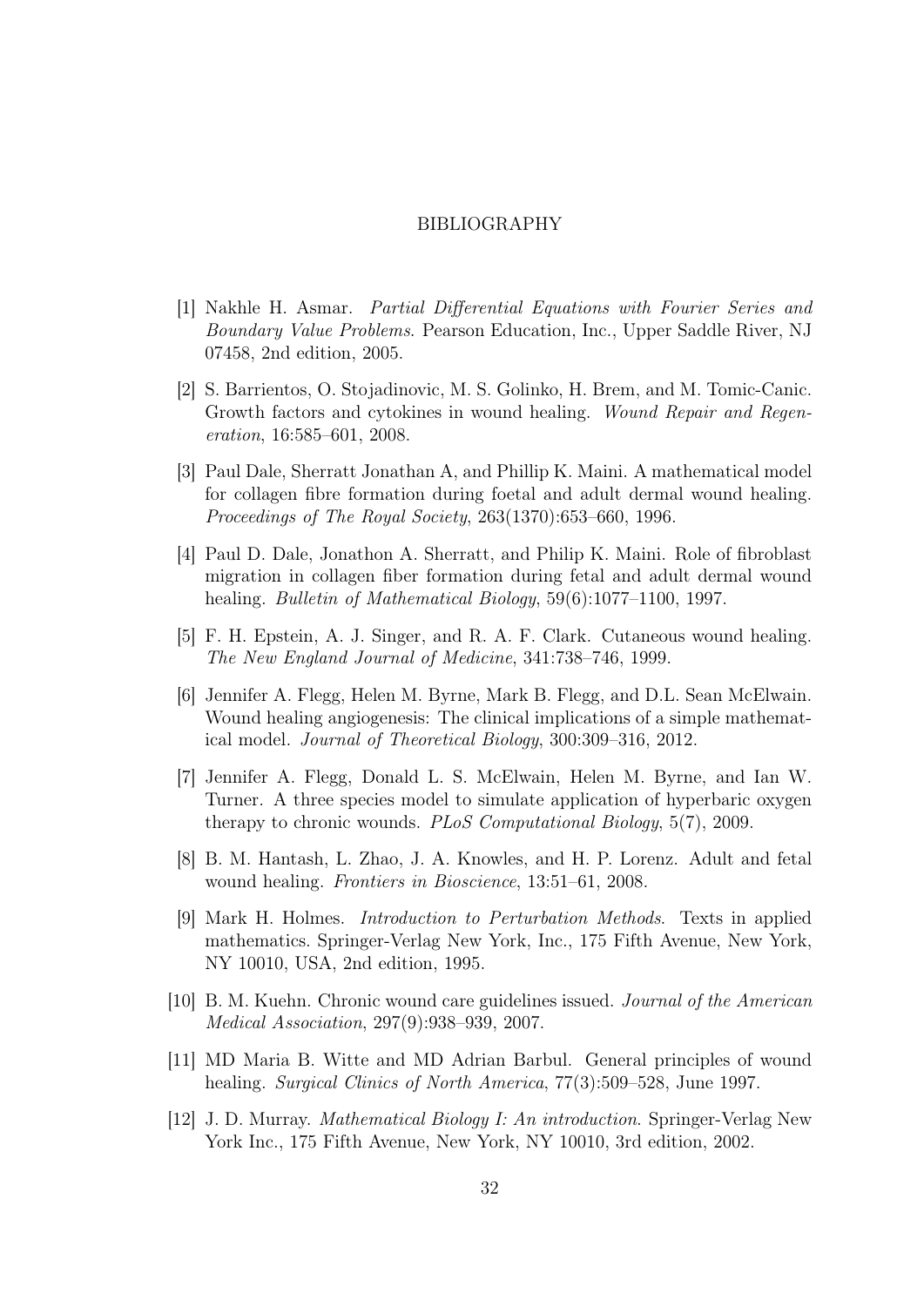# BIBLIOGRAPHY

[1] Nakhle H. Asmar. *Partial Differential Equations with Fourier Series and Boundary Value Problems*. Pearson Education, Inc., Upper Saddle River, NJ 07458, 2nd edition, 2005.

[2] S. Barrientos, O. Stojadinovic, M. S. Golinko, H. Brem, and M. Tomic-Canic. Growth factors and cytokines in wound healing. *Wound Repair and Regeneration*, 16:585–601, 2008.

[3] Paul Dale, Sherratt Jonathan A, and Phillip K. Maini. A mathematical model for collagen fibre formation during foetal and adult dermal wound healing. *Proceedings of The Royal Society*, 263(1370):653–660, 1996.

[4] Paul D. Dale, Jonathon A. Sherratt, and Philip K. Maini. Role of fibroblast migration in collagen fiber formation during fetal and adult dermal wound healing. *Bulletin of Mathematical Biology*, 59(6):1077–1100, 1997.

[5] F. H. Epstein, A. J. Singer, and R. A. F. Clark. Cutaneous wound healing. *The New England Journal of Medicine*, 341:738–746, 1999.

[6] Jennifer A. Flegg, Helen M. Byrne, Mark B. Flegg, and D.L. Sean McElwain. Wound healing angiogenesis: The clinical implications of a simple mathematical model. *Journal of Theoretical Biology*, 300:309–316, 2012.

[7] Jennifer A. Flegg, Donald L. S. McElwain, Helen M. Byrne, and Ian W. Turner. A three species model to simulate application of hyperbaric oxygen therapy to chronic wounds. *PLoS Computational Biology*, 5(7), 2009.

[8] B. M. Hantash, L. Zhao, J. A. Knowles, and H. P. Lorenz. Adult and fetal wound healing. *Frontiers in Bioscience*, 13:51–61, 2008.

[9] Mark H. Holmes. *Introduction to Perturbation Methods*. Texts in applied mathematics. Springer-Verlag New York, Inc., 175 Fifth Avenue, New York, NY 10010, USA, 2nd edition, 1995.

[10] B. M. Kuehn. Chronic wound care guidelines issued. *Journal of the American Medical Association*, 297(9):938–939, 2007.

[11] MD Maria B. Witte and MD Adrian Barbul. General principles of wound healing. *Surgical Clinics of North America*, 77(3):509–528, June 1997.

[12] J. D. Murray. *Mathematical Biology I: An introduction*. Springer-Verlag New York Inc., 175 Fifth Avenue, New York, NY 10010, 3rd edition, 2002.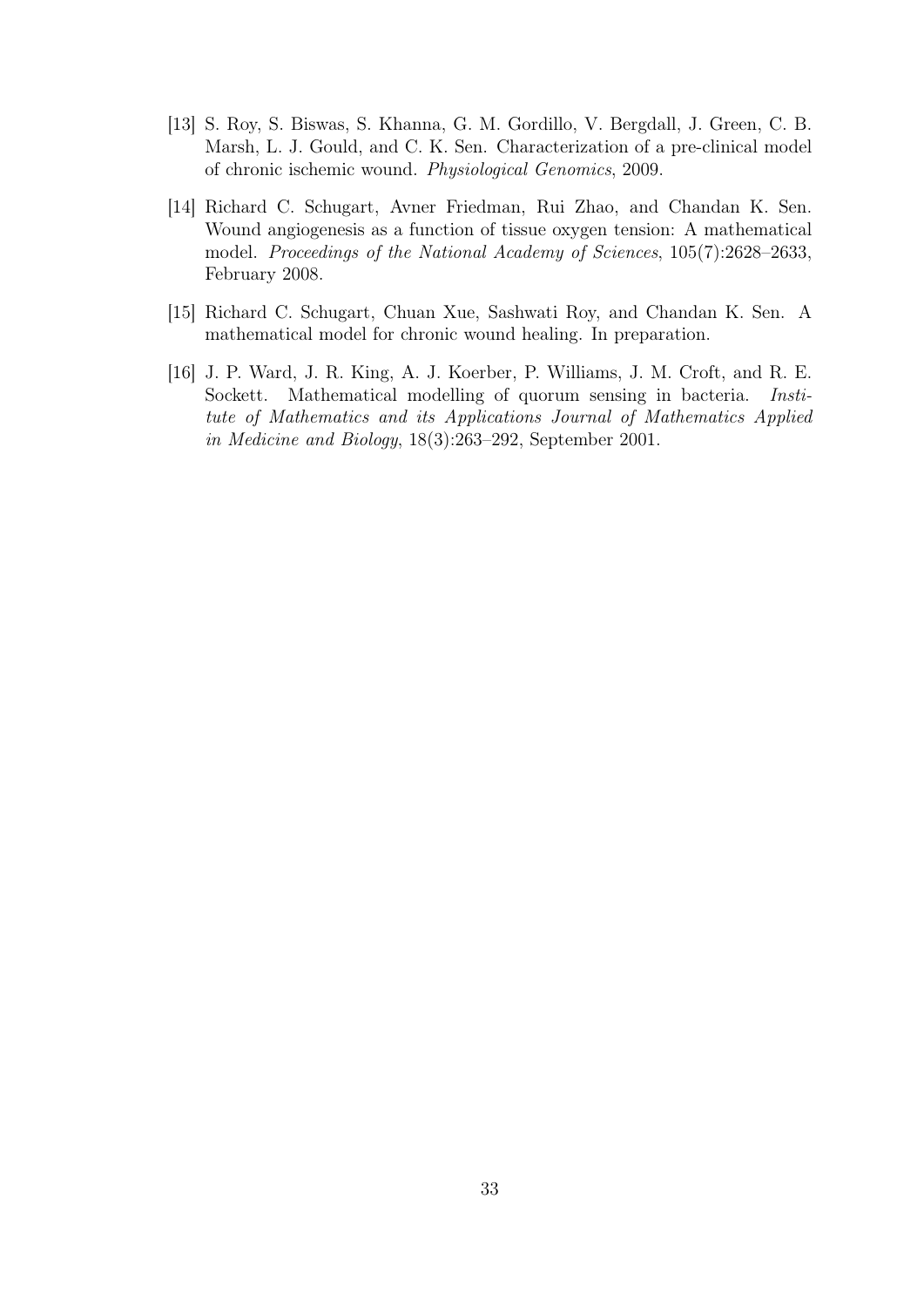[13] S. Roy, S. Biswas, S. Khanna, G. M. Gordillo, V. Bergdall, J. Green, C. B. Marsh, L. J. Gould, and C. K. Sen. Characterization of a pre-clinical model of chronic ischemic wound. *Physiological Genomics*, 2009.

[14] Richard C. Schugart, Avner Friedman, Rui Zhao, and Chandan K. Sen. Wound angiogenesis as a function of tissue oxygen tension: A mathematical model. *Proceedings of the National Academy of Sciences*, 105(7):2628–2633, February 2008.

[15] Richard C. Schugart, Chuan Xue, Sashwati Roy, and Chandan K. Sen. A mathematical model for chronic wound healing. In preparation.

[16] J. P. Ward, J. R. King, A. J. Koerber, P. Williams, J. M. Croft, and R. E. Sockett. Mathematical modelling of quorum sensing in bacteria. *Institute of Mathematics and its Applications Journal of Mathematics Applied in Medicine and Biology*, 18(3):263–292, September 2001.